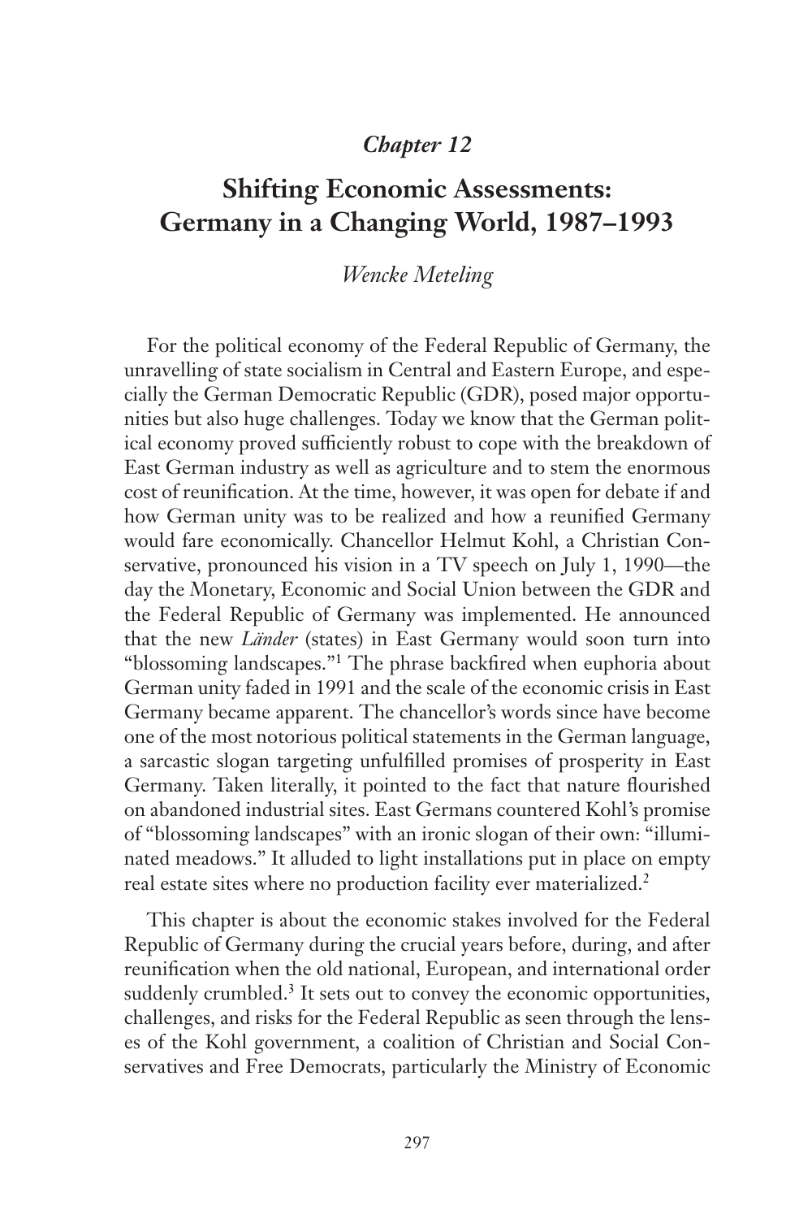### *Chapter 12*

# Shifting Economic Assessments: Germany in a Changing World, 1987–1993

*Wencke Meteling*

For the political economy of the Federal Republic of Germany, the unravelling of state socialism in Central and Eastern Europe, and especially the German Democratic Republic (GDR), posed major opportunities but also huge challenges. Today we know that the German political economy proved sufficiently robust to cope with the breakdown of East German industry as well as agriculture and to stem the enormous cost of reunification. At the time, however, it was open for debate if and how German unity was to be realized and how a reunified Germany would fare economically. Chancellor Helmut Kohl, a Christian Conservative, pronounced his vision in a TV speech on July 1, 1990—the day the Monetary, Economic and Social Union between the GDR and the Federal Republic of Germany was implemented. He announced that the new *Länder* (states) in East Germany would soon turn into "blossoming landscapes."[1] The phrase backfired when euphoria about German unity faded in 1991 and the scale of the economic crisis in East Germany became apparent. The chancellor's words since have become one of the most notorious political statements in the German language, a sarcastic slogan targeting unfulfilled promises of prosperity in East Germany. Taken literally, it pointed to the fact that nature flourished on abandoned industrial sites. East Germans countered Kohl's promise of "blossoming landscapes" with an ironic slogan of their own: "illuminated meadows." It alluded to light installations put in place on empty real estate sites where no production facility ever materialized.[2]

This chapter is about the economic stakes involved for the Federal Republic of Germany during the crucial years before, during, and after reunification when the old national, European, and international order suddenly crumbled.[3] It sets out to convey the economic opportunities, challenges, and risks for the Federal Republic as seen through the lenses of the Kohl government, a coalition of Christian and Social Conservatives and Free Democrats, particularly the Ministry of Economic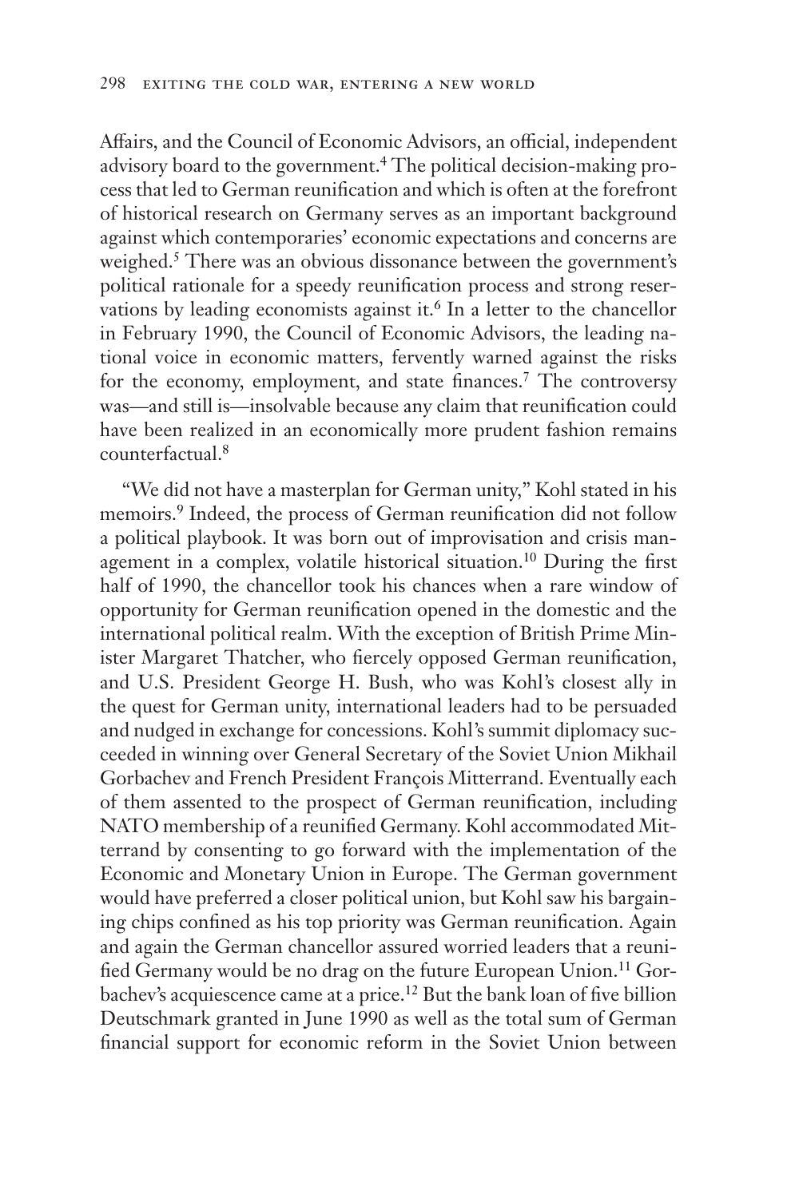Affairs, and the Council of Economic Advisors, an official, independent advisory board to the government.[4] The political decision-making process that led to German reunification and which is often at the forefront of historical research on Germany serves as an important background against which contemporaries' economic expectations and concerns are weighed.[5] There was an obvious dissonance between the government's political rationale for a speedy reunification process and strong reservations by leading economists against it.[6] In a letter to the chancellor in February 1990, the Council of Economic Advisors, the leading national voice in economic matters, fervently warned against the risks for the economy, employment, and state finances.[7] The controversy was—and still is—insolvable because any claim that reunification could have been realized in an economically more prudent fashion remains counterfactual.[8]

"We did not have a masterplan for German unity," Kohl stated in his memoirs.[9] Indeed, the process of German reunification did not follow a political playbook. It was born out of improvisation and crisis management in a complex, volatile historical situation.[10] During the first half of 1990, the chancellor took his chances when a rare window of opportunity for German reunification opened in the domestic and the international political realm. With the exception of British Prime Minister Margaret Thatcher, who fiercely opposed German reunification, and U.S. President George H. Bush, who was Kohl's closest ally in the quest for German unity, international leaders had to be persuaded and nudged in exchange for concessions. Kohl's summit diplomacy succeeded in winning over General Secretary of the Soviet Union Mikhail Gorbachev and French President François Mitterrand. Eventually each of them assented to the prospect of German reunification, including NATO membership of a reunified Germany. Kohl accommodated Mitterrand by consenting to go forward with the implementation of the Economic and Monetary Union in Europe. The German government would have preferred a closer political union, but Kohl saw his bargaining chips confined as his top priority was German reunification. Again and again the German chancellor assured worried leaders that a reunified Germany would be no drag on the future European Union.[11] Gorbachev's acquiescence came at a price.[12] But the bank loan of five billion Deutschmark granted in June 1990 as well as the total sum of German financial support for economic reform in the Soviet Union between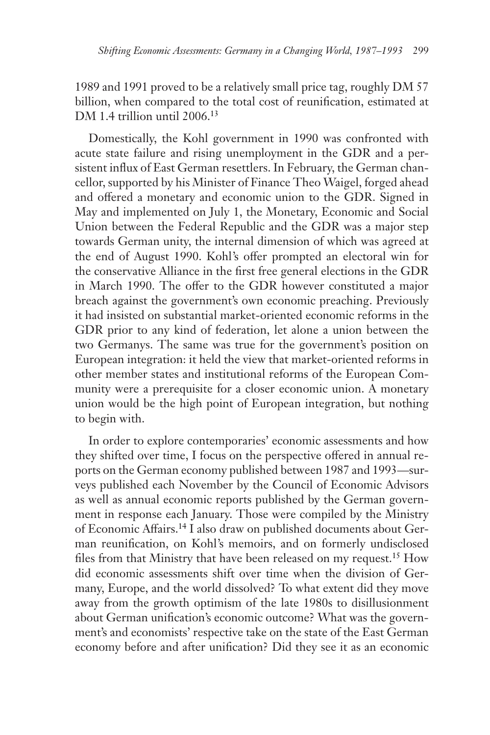1989 and 1991 proved to be a relatively small price tag, roughly DM 57 billion, when compared to the total cost of reunification, estimated at DM 1.4 trillion until 2006.[13]

Domestically, the Kohl government in 1990 was confronted with acute state failure and rising unemployment in the GDR and a persistent influx of East German resettlers. In February, the German chancellor, supported by his Minister of Finance Theo Waigel, forged ahead and offered a monetary and economic union to the GDR. Signed in May and implemented on July 1, the Monetary, Economic and Social Union between the Federal Republic and the GDR was a major step towards German unity, the internal dimension of which was agreed at the end of August 1990. Kohl's offer prompted an electoral win for the conservative Alliance in the first free general elections in the GDR in March 1990. The offer to the GDR however constituted a major breach against the government's own economic preaching. Previously it had insisted on substantial market-oriented economic reforms in the GDR prior to any kind of federation, let alone a union between the two Germanys. The same was true for the government's position on European integration: it held the view that market-oriented reforms in other member states and institutional reforms of the European Community were a prerequisite for a closer economic union. A monetary union would be the high point of European integration, but nothing to begin with.

In order to explore contemporaries' economic assessments and how they shifted over time, I focus on the perspective offered in annual reports on the German economy published between 1987 and 1993—surveys published each November by the Council of Economic Advisors as well as annual economic reports published by the German government in response each January. Those were compiled by the Ministry of Economic Affairs.[14] I also draw on published documents about German reunification, on Kohl's memoirs, and on formerly undisclosed files from that Ministry that have been released on my request.[15] How did economic assessments shift over time when the division of Germany, Europe, and the world dissolved? To what extent did they move away from the growth optimism of the late 1980s to disillusionment about German unification's economic outcome? What was the government's and economists' respective take on the state of the East German economy before and after unification? Did they see it as an economic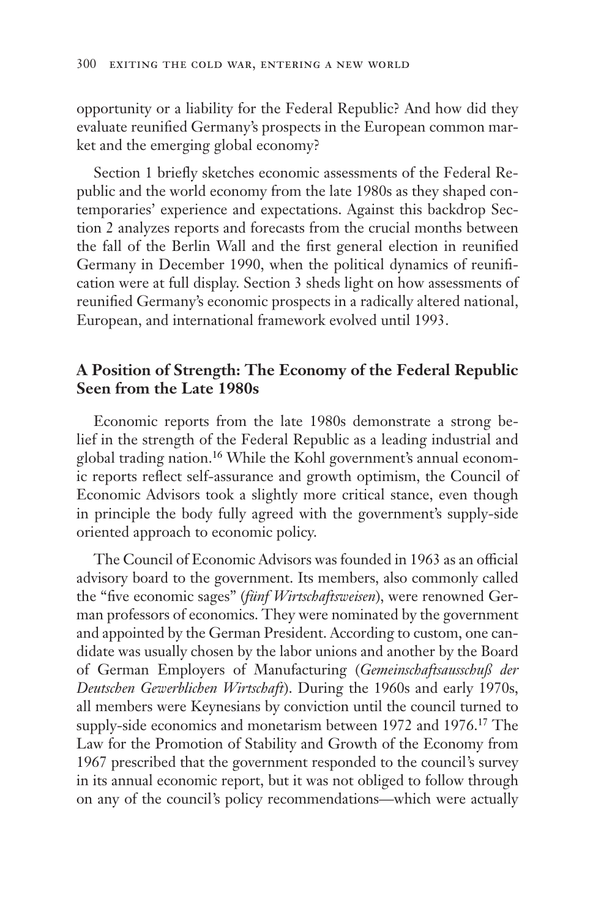opportunity or a liability for the Federal Republic? And how did they evaluate reunified Germany's prospects in the European common market and the emerging global economy?

Section 1 briefly sketches economic assessments of the Federal Republic and the world economy from the late 1980s as they shaped contemporaries' experience and expectations. Against this backdrop Section 2 analyzes reports and forecasts from the crucial months between the fall of the Berlin Wall and the first general election in reunified Germany in December 1990, when the political dynamics of reunification were at full display. Section 3 sheds light on how assessments of reunified Germany's economic prospects in a radically altered national, European, and international framework evolved until 1993.

## A Position of Strength: The Economy of the Federal Republic Seen from the Late 1980s

Economic reports from the late 1980s demonstrate a strong belief in the strength of the Federal Republic as a leading industrial and global trading nation.[16] While the Kohl government's annual economic reports reflect self-assurance and growth optimism, the Council of Economic Advisors took a slightly more critical stance, even though in principle the body fully agreed with the government's supply-side oriented approach to economic policy.

The Council of Economic Advisors was founded in 1963 as an official advisory board to the government. Its members, also commonly called the "five economic sages" (*fünf Wirtschaftsweisen*), were renowned German professors of economics. They were nominated by the government and appointed by the German President. According to custom, one candidate was usually chosen by the labor unions and another by the Board of German Employers of Manufacturing (*Gemeinschaftsausschuß der Deutschen Gewerblichen Wirtschaft*). During the 1960s and early 1970s, all members were Keynesians by conviction until the council turned to supply-side economics and monetarism between 1972 and 1976.[17] The Law for the Promotion of Stability and Growth of the Economy from 1967 prescribed that the government responded to the council's survey in its annual economic report, but it was not obliged to follow through on any of the council's policy recommendations—which were actually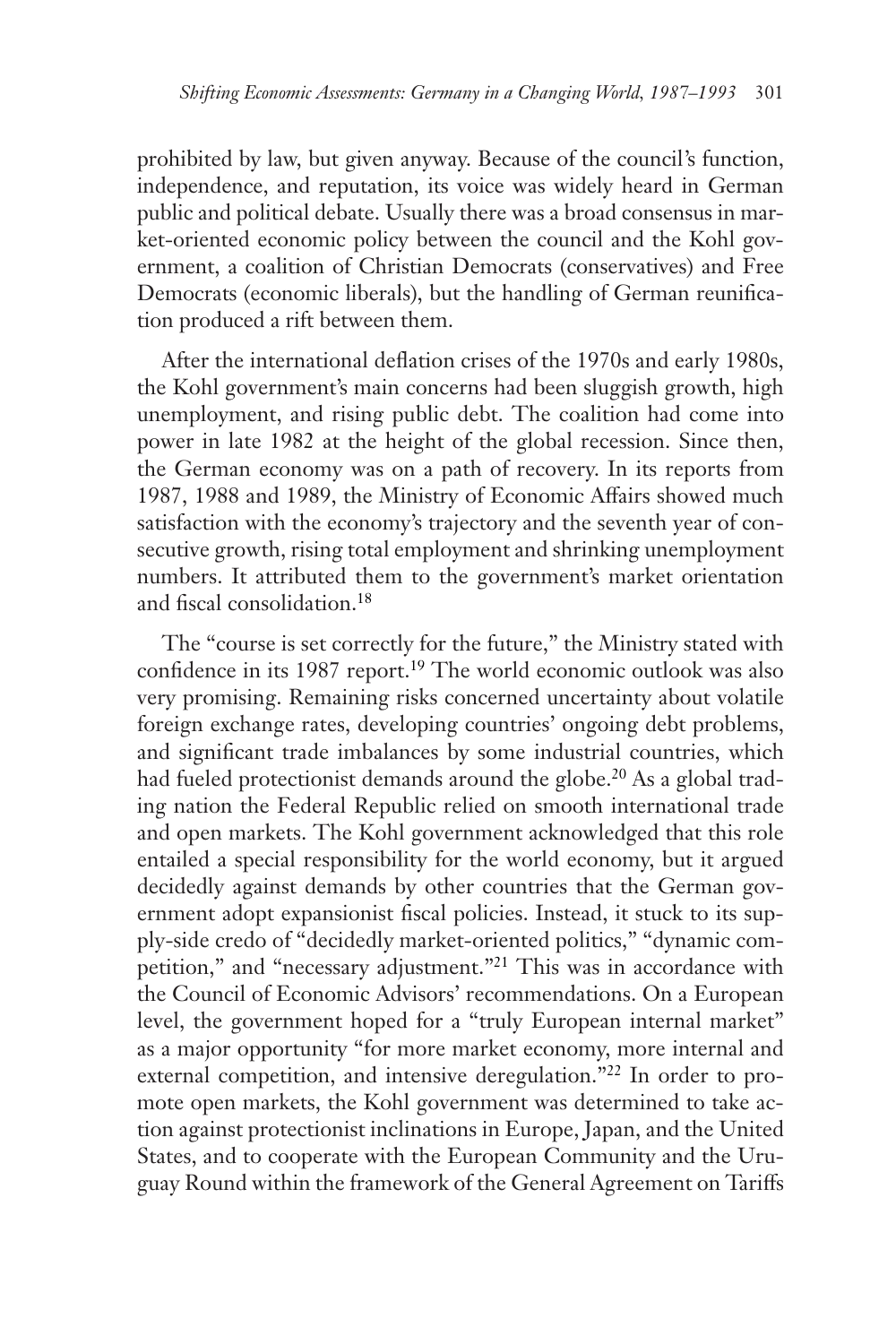prohibited by law, but given anyway. Because of the council's function, independence, and reputation, its voice was widely heard in German public and political debate. Usually there was a broad consensus in market-oriented economic policy between the council and the Kohl government, a coalition of Christian Democrats (conservatives) and Free Democrats (economic liberals), but the handling of German reunification produced a rift between them.

After the international deflation crises of the 1970s and early 1980s, the Kohl government's main concerns had been sluggish growth, high unemployment, and rising public debt. The coalition had come into power in late 1982 at the height of the global recession. Since then, the German economy was on a path of recovery. In its reports from 1987, 1988 and 1989, the Ministry of Economic Affairs showed much satisfaction with the economy's trajectory and the seventh year of consecutive growth, rising total employment and shrinking unemployment numbers. It attributed them to the government's market orientation and fiscal consolidation.[18]

The "course is set correctly for the future," the Ministry stated with confidence in its 1987 report.[19] The world economic outlook was also very promising. Remaining risks concerned uncertainty about volatile foreign exchange rates, developing countries' ongoing debt problems, and significant trade imbalances by some industrial countries, which had fueled protectionist demands around the globe.[20] As a global trading nation the Federal Republic relied on smooth international trade and open markets. The Kohl government acknowledged that this role entailed a special responsibility for the world economy, but it argued decidedly against demands by other countries that the German government adopt expansionist fiscal policies. Instead, it stuck to its supply-side credo of "decidedly market-oriented politics," "dynamic competition," and "necessary adjustment."[21] This was in accordance with the Council of Economic Advisors' recommendations. On a European level, the government hoped for a "truly European internal market" as a major opportunity "for more market economy, more internal and external competition, and intensive deregulation."[22] In order to promote open markets, the Kohl government was determined to take action against protectionist inclinations in Europe, Japan, and the United States, and to cooperate with the European Community and the Uruguay Round within the framework of the General Agreement on Tariffs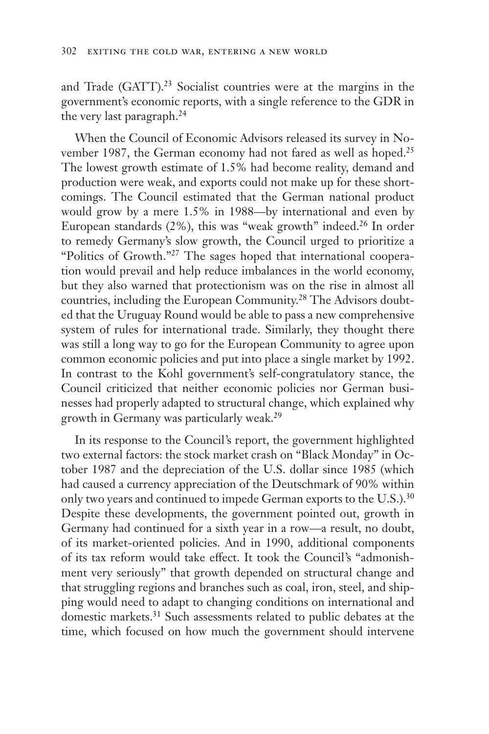and Trade (GATT).[23] Socialist countries were at the margins in the government's economic reports, with a single reference to the GDR in the very last paragraph.[24]

When the Council of Economic Advisors released its survey in November 1987, the German economy had not fared as well as hoped.[25] The lowest growth estimate of 1.5% had become reality, demand and production were weak, and exports could not make up for these shortcomings. The Council estimated that the German national product would grow by a mere 1.5% in 1988—by international and even by European standards (2%), this was "weak growth" indeed.[26] In order to remedy Germany's slow growth, the Council urged to prioritize a "Politics of Growth."[27] The sages hoped that international cooperation would prevail and help reduce imbalances in the world economy, but they also warned that protectionism was on the rise in almost all countries, including the European Community.[28] The Advisors doubted that the Uruguay Round would be able to pass a new comprehensive system of rules for international trade. Similarly, they thought there was still a long way to go for the European Community to agree upon common economic policies and put into place a single market by 1992. In contrast to the Kohl government's self-congratulatory stance, the Council criticized that neither economic policies nor German businesses had properly adapted to structural change, which explained why growth in Germany was particularly weak.[29]

In its response to the Council's report, the government highlighted two external factors: the stock market crash on "Black Monday" in October 1987 and the depreciation of the U.S. dollar since 1985 (which had caused a currency appreciation of the Deutschmark of 90% within only two years and continued to impede German exports to the U.S.).[30] Despite these developments, the government pointed out, growth in Germany had continued for a sixth year in a row—a result, no doubt, of its market-oriented policies. And in 1990, additional components of its tax reform would take effect. It took the Council's "admonishment very seriously" that growth depended on structural change and that struggling regions and branches such as coal, iron, steel, and shipping would need to adapt to changing conditions on international and domestic markets.[31] Such assessments related to public debates at the time, which focused on how much the government should intervene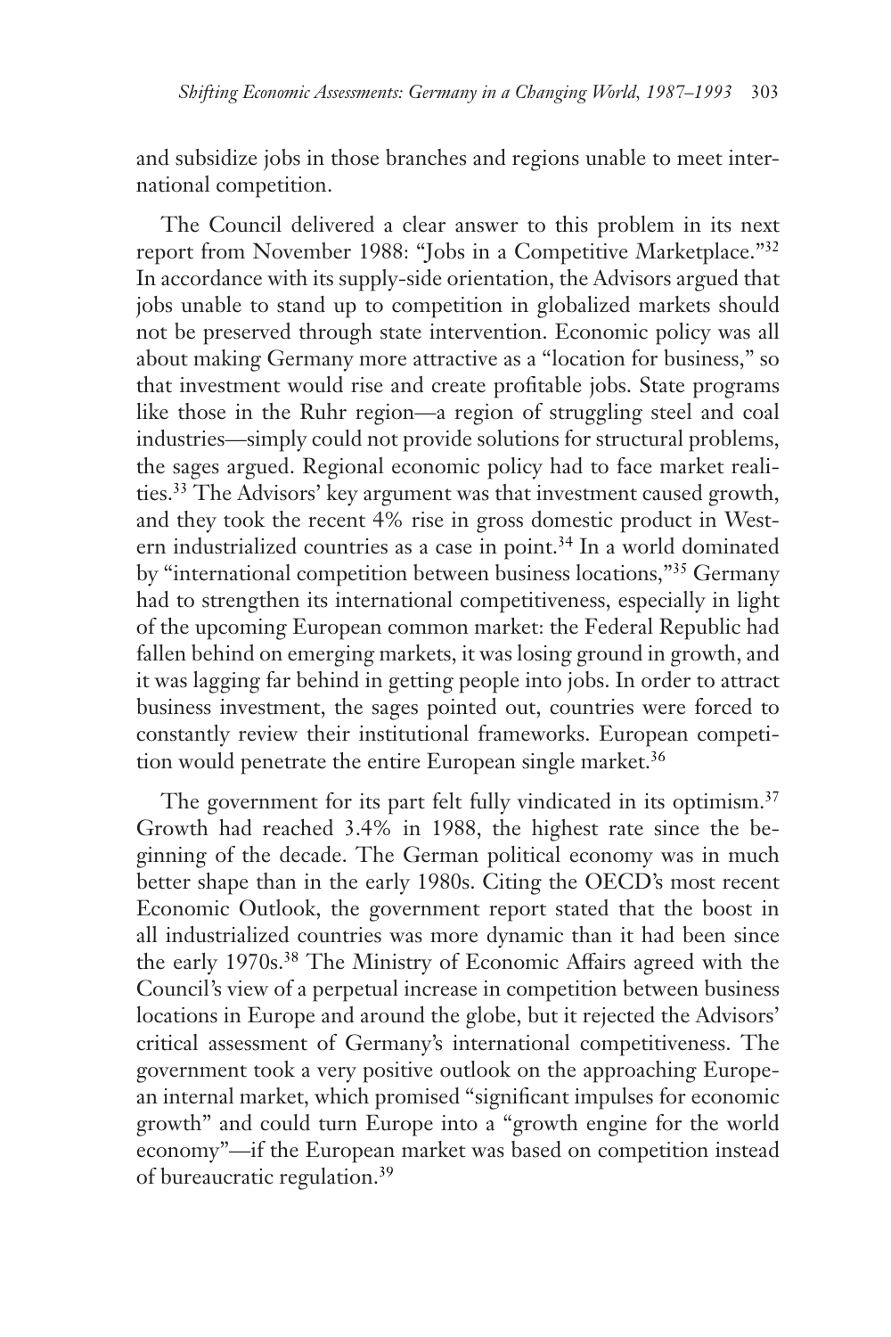and subsidize jobs in those branches and regions unable to meet international competition.

The Council delivered a clear answer to this problem in its next report from November 1988: "Jobs in a Competitive Marketplace."[32] In accordance with its supply-side orientation, the Advisors argued that jobs unable to stand up to competition in globalized markets should not be preserved through state intervention. Economic policy was all about making Germany more attractive as a "location for business," so that investment would rise and create profitable jobs. State programs like those in the Ruhr region—a region of struggling steel and coal industries—simply could not provide solutions for structural problems, the sages argued. Regional economic policy had to face market realities.[33] The Advisors' key argument was that investment caused growth, and they took the recent 4% rise in gross domestic product in Western industrialized countries as a case in point.[34] In a world dominated by "international competition between business locations,"[35] Germany had to strengthen its international competitiveness, especially in light of the upcoming European common market: the Federal Republic had fallen behind on emerging markets, it was losing ground in growth, and it was lagging far behind in getting people into jobs. In order to attract business investment, the sages pointed out, countries were forced to constantly review their institutional frameworks. European competition would penetrate the entire European single market.[36]

The government for its part felt fully vindicated in its optimism.[37] Growth had reached 3.4% in 1988, the highest rate since the beginning of the decade. The German political economy was in much better shape than in the early 1980s. Citing the OECD's most recent Economic Outlook, the government report stated that the boost in all industrialized countries was more dynamic than it had been since the early 1970s.[38] The Ministry of Economic Affairs agreed with the Council's view of a perpetual increase in competition between business locations in Europe and around the globe, but it rejected the Advisors' critical assessment of Germany's international competitiveness. The government took a very positive outlook on the approaching European internal market, which promised "significant impulses for economic growth" and could turn Europe into a "growth engine for the world economy"—if the European market was based on competition instead of bureaucratic regulation.[39]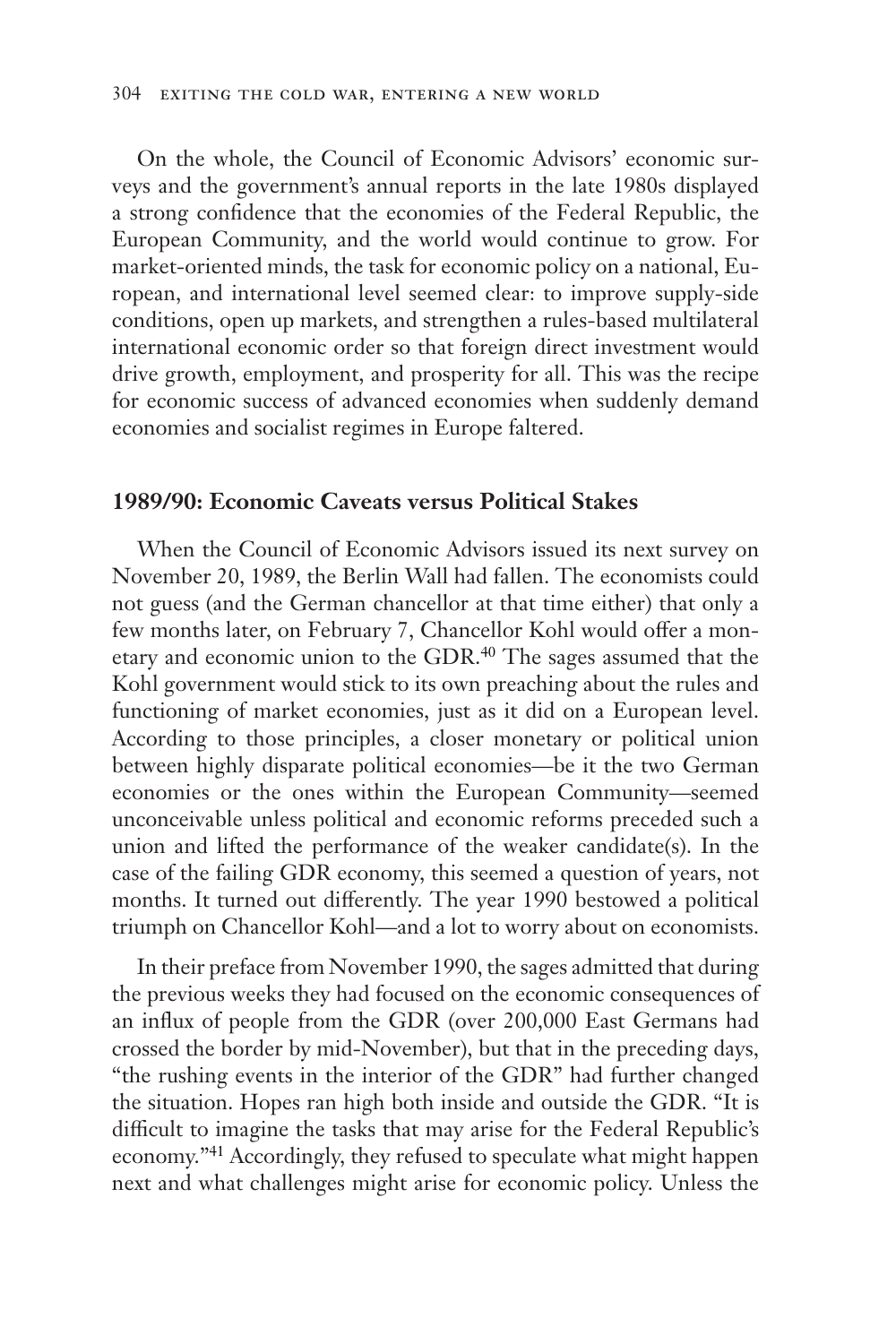On the whole, the Council of Economic Advisors' economic surveys and the government's annual reports in the late 1980s displayed a strong confidence that the economies of the Federal Republic, the European Community, and the world would continue to grow. For market-oriented minds, the task for economic policy on a national, European, and international level seemed clear: to improve supply-side conditions, open up markets, and strengthen a rules-based multilateral international economic order so that foreign direct investment would drive growth, employment, and prosperity for all. This was the recipe for economic success of advanced economies when suddenly demand economies and socialist regimes in Europe faltered.

## 1989/90: Economic Caveats versus Political Stakes

When the Council of Economic Advisors issued its next survey on November 20, 1989, the Berlin Wall had fallen. The economists could not guess (and the German chancellor at that time either) that only a few months later, on February 7, Chancellor Kohl would offer a monetary and economic union to the GDR.[40] The sages assumed that the Kohl government would stick to its own preaching about the rules and functioning of market economies, just as it did on a European level. According to those principles, a closer monetary or political union between highly disparate political economies—be it the two German economies or the ones within the European Community—seemed unconceivable unless political and economic reforms preceded such a union and lifted the performance of the weaker candidate(s). In the case of the failing GDR economy, this seemed a question of years, not months. It turned out differently. The year 1990 bestowed a political triumph on Chancellor Kohl—and a lot to worry about on economists.

In their preface from November 1990, the sages admitted that during the previous weeks they had focused on the economic consequences of an influx of people from the GDR (over 200,000 East Germans had crossed the border by mid-November), but that in the preceding days, "the rushing events in the interior of the GDR" had further changed the situation. Hopes ran high both inside and outside the GDR. "It is difficult to imagine the tasks that may arise for the Federal Republic's economy."[41] Accordingly, they refused to speculate what might happen next and what challenges might arise for economic policy. Unless the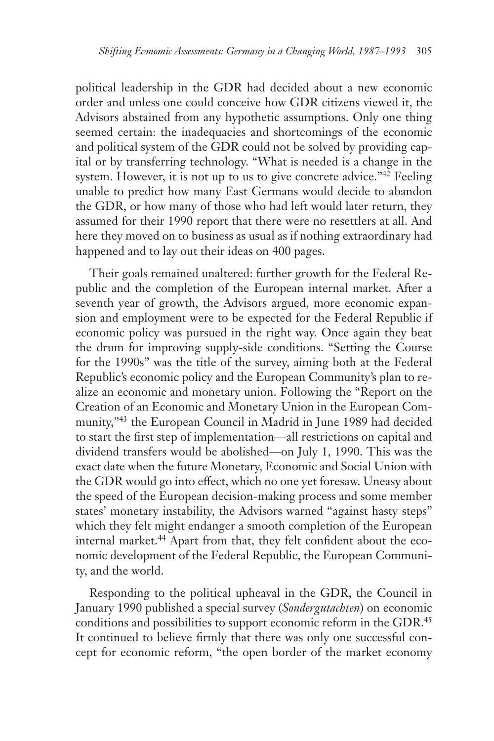political leadership in the GDR had decided about a new economic order and unless one could conceive how GDR citizens viewed it, the Advisors abstained from any hypothetic assumptions. Only one thing seemed certain: the inadequacies and shortcomings of the economic and political system of the GDR could not be solved by providing capital or by transferring technology. "What is needed is a change in the system. However, it is not up to us to give concrete advice."[42] Feeling unable to predict how many East Germans would decide to abandon the GDR, or how many of those who had left would later return, they assumed for their 1990 report that there were no resettlers at all. And here they moved on to business as usual as if nothing extraordinary had happened and to lay out their ideas on 400 pages.

Their goals remained unaltered: further growth for the Federal Republic and the completion of the European internal market. After a seventh year of growth, the Advisors argued, more economic expansion and employment were to be expected for the Federal Republic if economic policy was pursued in the right way. Once again they beat the drum for improving supply-side conditions. "Setting the Course for the 1990s" was the title of the survey, aiming both at the Federal Republic's economic policy and the European Community's plan to realize an economic and monetary union. Following the "Report on the Creation of an Economic and Monetary Union in the European Community,"[43] the European Council in Madrid in June 1989 had decided to start the first step of implementation—all restrictions on capital and dividend transfers would be abolished—on July 1, 1990. This was the exact date when the future Monetary, Economic and Social Union with the GDR would go into effect, which no one yet foresaw. Uneasy about the speed of the European decision-making process and some member states' monetary instability, the Advisors warned "against hasty steps" which they felt might endanger a smooth completion of the European internal market.[44] Apart from that, they felt confident about the economic development of the Federal Republic, the European Community, and the world.

Responding to the political upheaval in the GDR, the Council in January 1990 published a special survey (*Sondergutachten*) on economic conditions and possibilities to support economic reform in the GDR.[45] It continued to believe firmly that there was only one successful concept for economic reform, "the open border of the market economy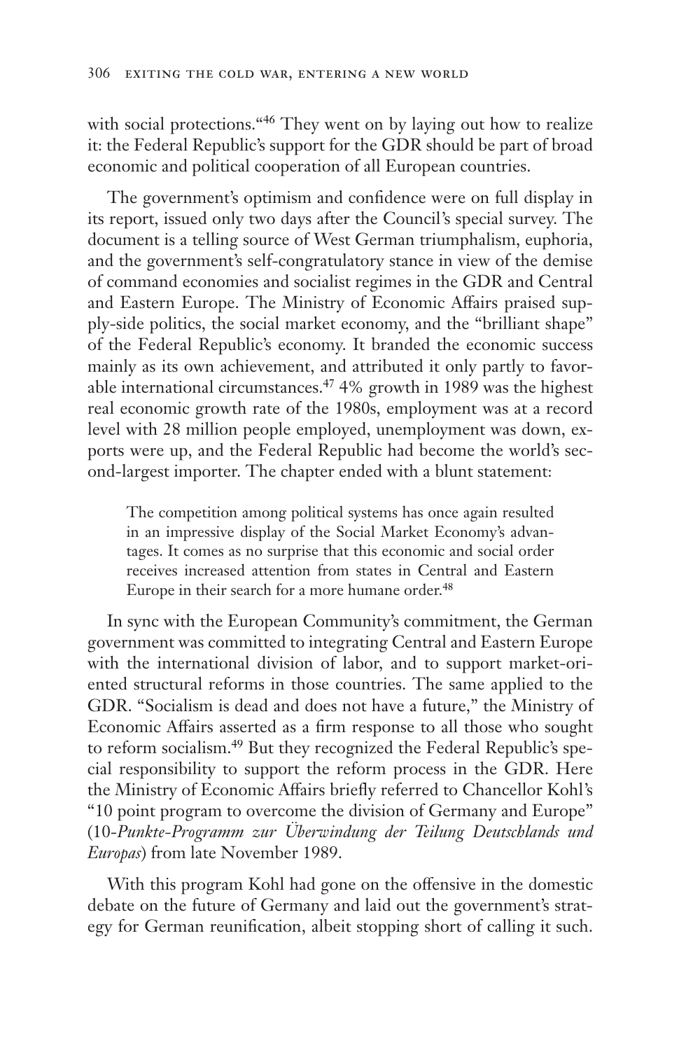with social protections."[46] They went on by laying out how to realize it: the Federal Republic's support for the GDR should be part of broad economic and political cooperation of all European countries.

The government's optimism and confidence were on full display in its report, issued only two days after the Council's special survey. The document is a telling source of West German triumphalism, euphoria, and the government's self-congratulatory stance in view of the demise of command economies and socialist regimes in the GDR and Central and Eastern Europe. The Ministry of Economic Affairs praised supply-side politics, the social market economy, and the "brilliant shape" of the Federal Republic's economy. It branded the economic success mainly as its own achievement, and attributed it only partly to favorable international circumstances.[47] 4% growth in 1989 was the highest real economic growth rate of the 1980s, employment was at a record level with 28 million people employed, unemployment was down, exports were up, and the Federal Republic had become the world's second-largest importer. The chapter ended with a blunt statement:

> The competition among political systems has once again resulted in an impressive display of the Social Market Economy's advantages. It comes as no surprise that this economic and social order receives increased attention from states in Central and Eastern Europe in their search for a more humane order.[48]

In sync with the European Community's commitment, the German government was committed to integrating Central and Eastern Europe with the international division of labor, and to support market-oriented structural reforms in those countries. The same applied to the GDR. "Socialism is dead and does not have a future," the Ministry of Economic Affairs asserted as a firm response to all those who sought to reform socialism.[49] But they recognized the Federal Republic's special responsibility to support the reform process in the GDR. Here the Ministry of Economic Affairs briefly referred to Chancellor Kohl's "10 point program to overcome the division of Germany and Europe" (*10-Punkte-Programm zur Überwindung der Teilung Deutschlands und Europas*) from late November 1989.

With this program Kohl had gone on the offensive in the domestic debate on the future of Germany and laid out the government's strategy for German reunification, albeit stopping short of calling it such.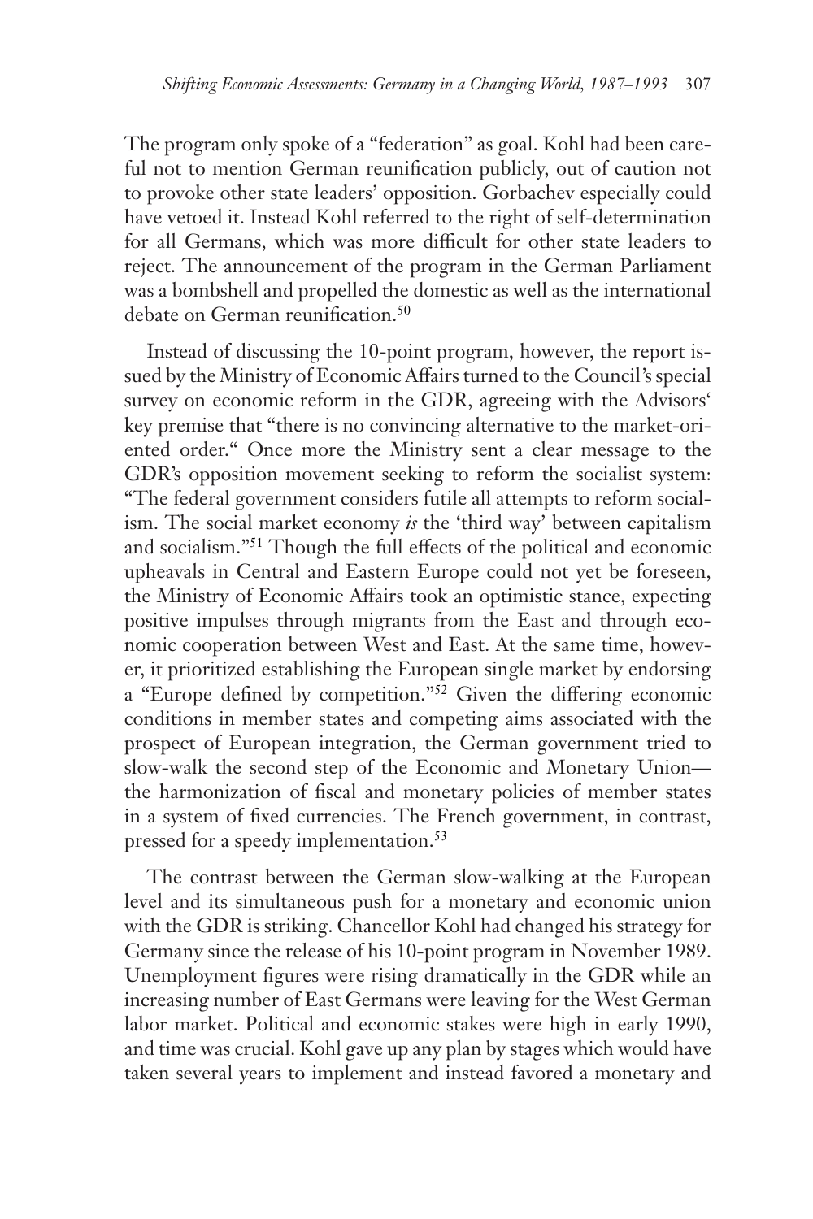The program only spoke of a "federation" as goal. Kohl had been careful not to mention German reunification publicly, out of caution not to provoke other state leaders' opposition. Gorbachev especially could have vetoed it. Instead Kohl referred to the right of self-determination for all Germans, which was more difficult for other state leaders to reject. The announcement of the program in the German Parliament was a bombshell and propelled the domestic as well as the international debate on German reunification.[50]

Instead of discussing the 10-point program, however, the report issued by the Ministry of Economic Affairs turned to the Council's special survey on economic reform in the GDR, agreeing with the Advisors' key premise that "there is no convincing alternative to the market-oriented order." Once more the Ministry sent a clear message to the GDR's opposition movement seeking to reform the socialist system: "The federal government considers futile all attempts to reform socialism. The social market economy *is* the 'third way' between capitalism and socialism."[51] Though the full effects of the political and economic upheavals in Central and Eastern Europe could not yet be foreseen, the Ministry of Economic Affairs took an optimistic stance, expecting positive impulses through migrants from the East and through economic cooperation between West and East. At the same time, however, it prioritized establishing the European single market by endorsing a "Europe defined by competition."[52] Given the differing economic conditions in member states and competing aims associated with the prospect of European integration, the German government tried to slow-walk the second step of the Economic and Monetary Union—the harmonization of fiscal and monetary policies of member states in a system of fixed currencies. The French government, in contrast, pressed for a speedy implementation.[53]

The contrast between the German slow-walking at the European level and its simultaneous push for a monetary and economic union with the GDR is striking. Chancellor Kohl had changed his strategy for Germany since the release of his 10-point program in November 1989. Unemployment figures were rising dramatically in the GDR while an increasing number of East Germans were leaving for the West German labor market. Political and economic stakes were high in early 1990, and time was crucial. Kohl gave up any plan by stages which would have taken several years to implement and instead favored a monetary and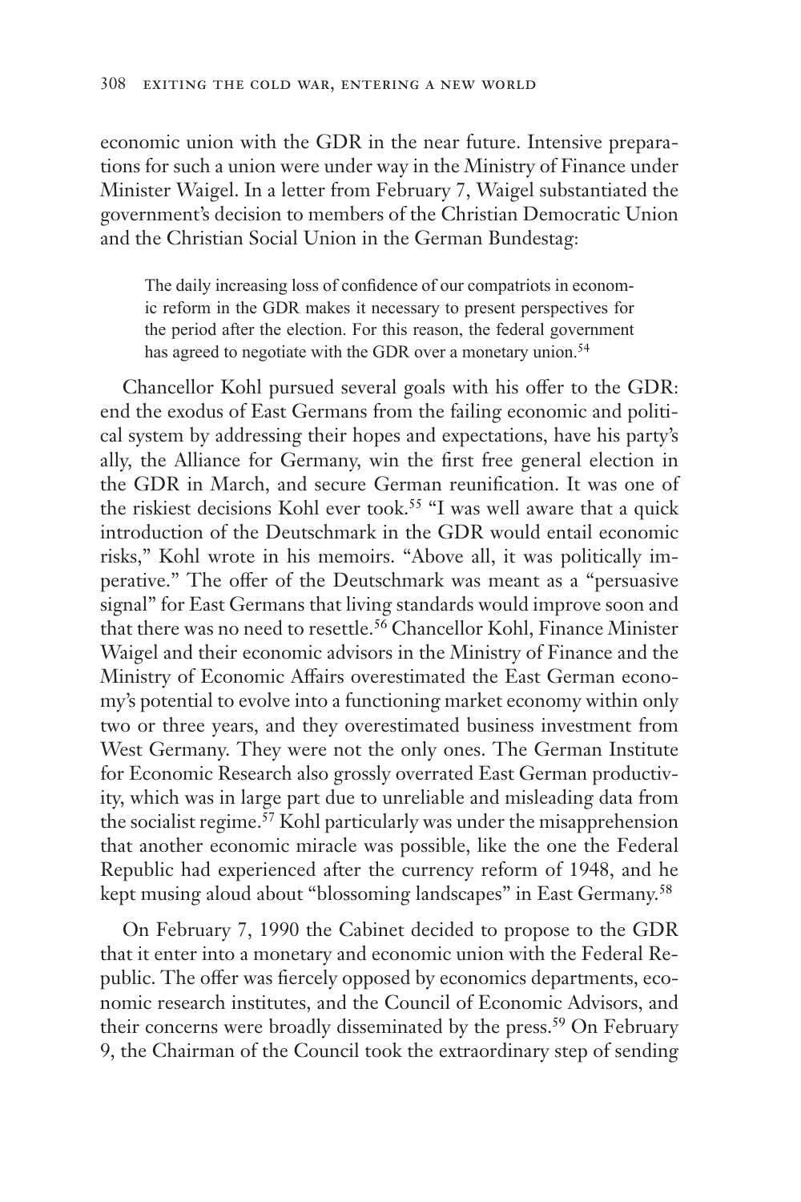economic union with the GDR in the near future. Intensive preparations for such a union were under way in the Ministry of Finance under Minister Waigel. In a letter from February 7, Waigel substantiated the government's decision to members of the Christian Democratic Union and the Christian Social Union in the German Bundestag:

> The daily increasing loss of confidence of our compatriots in economic reform in the GDR makes it necessary to present perspectives for the period after the election. For this reason, the federal government has agreed to negotiate with the GDR over a monetary union.[54]

Chancellor Kohl pursued several goals with his offer to the GDR: end the exodus of East Germans from the failing economic and political system by addressing their hopes and expectations, have his party's ally, the Alliance for Germany, win the first free general election in the GDR in March, and secure German reunification. It was one of the riskiest decisions Kohl ever took.[55] "I was well aware that a quick introduction of the Deutschmark in the GDR would entail economic risks," Kohl wrote in his memoirs. "Above all, it was politically imperative." The offer of the Deutschmark was meant as a "persuasive signal" for East Germans that living standards would improve soon and that there was no need to resettle.[56] Chancellor Kohl, Finance Minister Waigel and their economic advisors in the Ministry of Finance and the Ministry of Economic Affairs overestimated the East German economy's potential to evolve into a functioning market economy within only two or three years, and they overestimated business investment from West Germany. They were not the only ones. The German Institute for Economic Research also grossly overrated East German productivity, which was in large part due to unreliable and misleading data from the socialist regime.[57] Kohl particularly was under the misapprehension that another economic miracle was possible, like the one the Federal Republic had experienced after the currency reform of 1948, and he kept musing aloud about "blossoming landscapes" in East Germany.[58]

On February 7, 1990 the Cabinet decided to propose to the GDR that it enter into a monetary and economic union with the Federal Republic. The offer was fiercely opposed by economics departments, economic research institutes, and the Council of Economic Advisors, and their concerns were broadly disseminated by the press.[59] On February 9, the Chairman of the Council took the extraordinary step of sending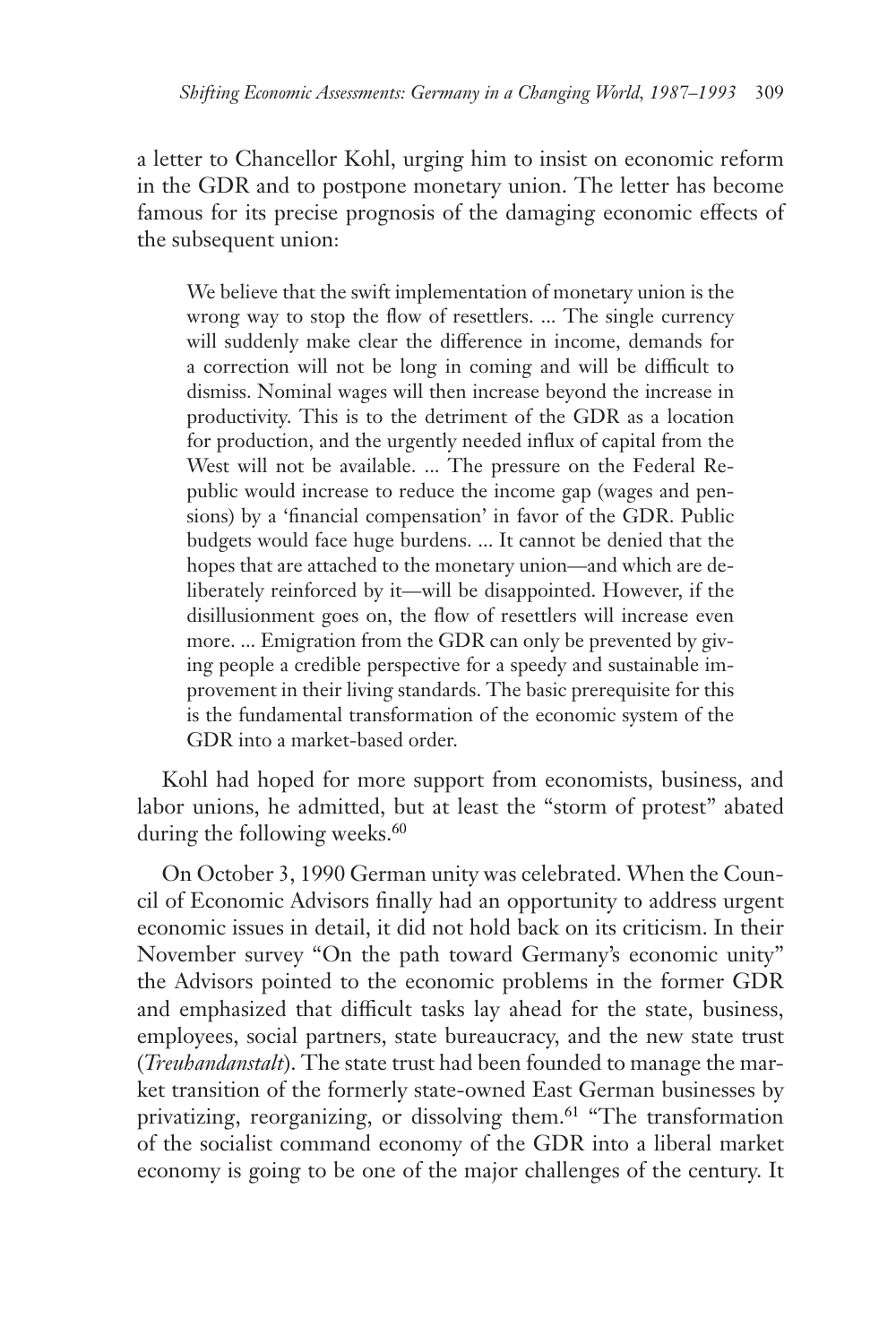a letter to Chancellor Kohl, urging him to insist on economic reform in the GDR and to postpone monetary union. The letter has become famous for its precise prognosis of the damaging economic effects of the subsequent union:

> We believe that the swift implementation of monetary union is the wrong way to stop the flow of resettlers. ... The single currency will suddenly make clear the difference in income, demands for a correction will not be long in coming and will be difficult to dismiss. Nominal wages will then increase beyond the increase in productivity. This is to the detriment of the GDR as a location for production, and the urgently needed influx of capital from the West will not be available. ... The pressure on the Federal Republic would increase to reduce the income gap (wages and pensions) by a 'financial compensation' in favor of the GDR. Public budgets would face huge burdens. ... It cannot be denied that the hopes that are attached to the monetary union—and which are deliberately reinforced by it—will be disappointed. However, if the disillusionment goes on, the flow of resettlers will increase even more. ... Emigration from the GDR can only be prevented by giving people a credible perspective for a speedy and sustainable improvement in their living standards. The basic prerequisite for this is the fundamental transformation of the economic system of the GDR into a market-based order.

Kohl had hoped for more support from economists, business, and labor unions, he admitted, but at least the "storm of protest" abated during the following weeks.[60]

On October 3, 1990 German unity was celebrated. When the Council of Economic Advisors finally had an opportunity to address urgent economic issues in detail, it did not hold back on its criticism. In their November survey "On the path toward Germany's economic unity" the Advisors pointed to the economic problems in the former GDR and emphasized that difficult tasks lay ahead for the state, business, employees, social partners, state bureaucracy, and the new state trust (*Treuhandanstalt*). The state trust had been founded to manage the market transition of the formerly state-owned East German businesses by privatizing, reorganizing, or dissolving them.[61] "The transformation of the socialist command economy of the GDR into a liberal market economy is going to be one of the major challenges of the century. It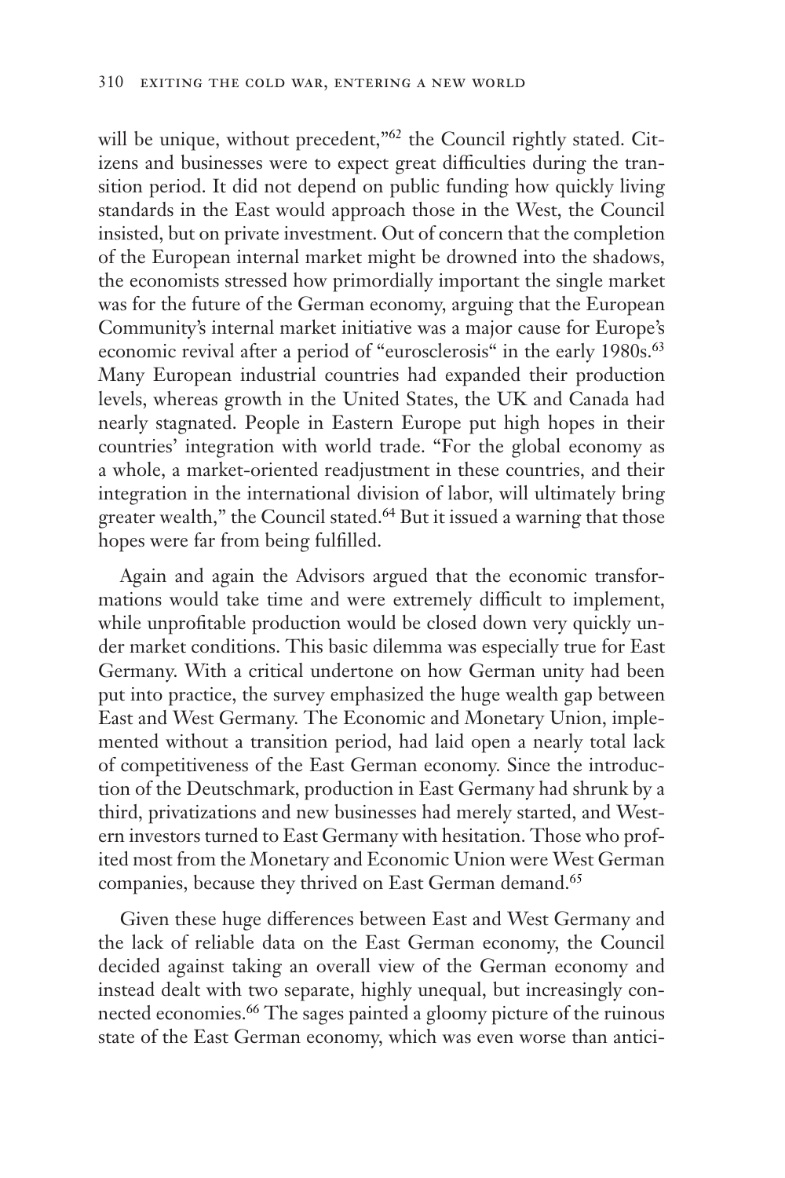will be unique, without precedent,"[62] the Council rightly stated. Citizens and businesses were to expect great difficulties during the transition period. It did not depend on public funding how quickly living standards in the East would approach those in the West, the Council insisted, but on private investment. Out of concern that the completion of the European internal market might be drowned into the shadows, the economists stressed how primordially important the single market was for the future of the German economy, arguing that the European Community's internal market initiative was a major cause for Europe's economic revival after a period of "eurosclerosis" in the early 1980s.[63] Many European industrial countries had expanded their production levels, whereas growth in the United States, the UK and Canada had nearly stagnated. People in Eastern Europe put high hopes in their countries' integration with world trade. "For the global economy as a whole, a market-oriented readjustment in these countries, and their integration in the international division of labor, will ultimately bring greater wealth," the Council stated.[64] But it issued a warning that those hopes were far from being fulfilled.

Again and again the Advisors argued that the economic transformations would take time and were extremely difficult to implement, while unprofitable production would be closed down very quickly under market conditions. This basic dilemma was especially true for East Germany. With a critical undertone on how German unity had been put into practice, the survey emphasized the huge wealth gap between East and West Germany. The Economic and Monetary Union, implemented without a transition period, had laid open a nearly total lack of competitiveness of the East German economy. Since the introduction of the Deutschmark, production in East Germany had shrunk by a third, privatizations and new businesses had merely started, and Western investors turned to East Germany with hesitation. Those who profited most from the Monetary and Economic Union were West German companies, because they thrived on East German demand.[65]

Given these huge differences between East and West Germany and the lack of reliable data on the East German economy, the Council decided against taking an overall view of the German economy and instead dealt with two separate, highly unequal, but increasingly connected economies.[66] The sages painted a gloomy picture of the ruinous state of the East German economy, which was even worse than antici-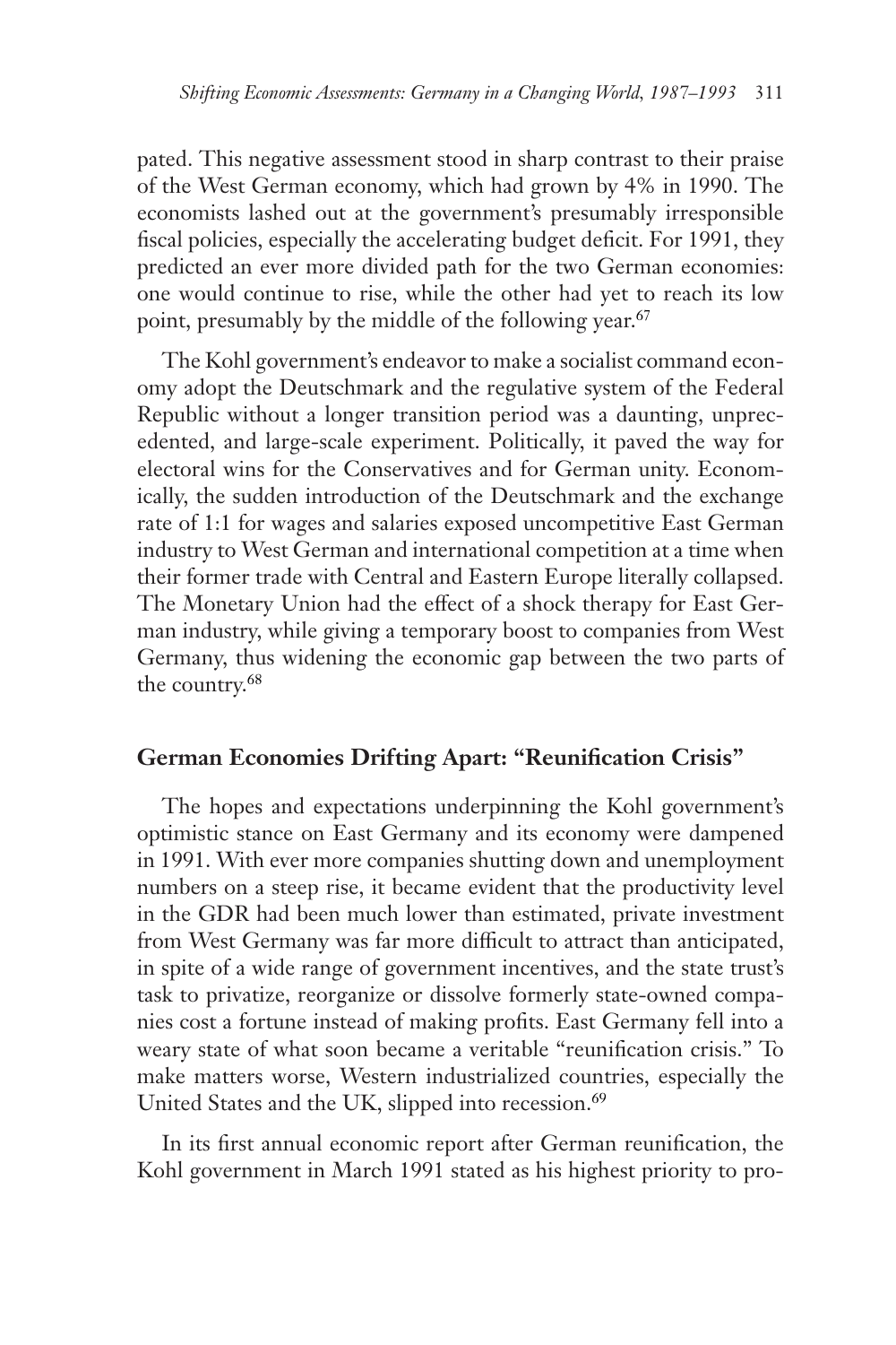pated. This negative assessment stood in sharp contrast to their praise of the West German economy, which had grown by 4% in 1990. The economists lashed out at the government's presumably irresponsible fiscal policies, especially the accelerating budget deficit. For 1991, they predicted an ever more divided path for the two German economies: one would continue to rise, while the other had yet to reach its low point, presumably by the middle of the following year.[67]

The Kohl government's endeavor to make a socialist command economy adopt the Deutschmark and the regulative system of the Federal Republic without a longer transition period was a daunting, unprecedented, and large-scale experiment. Politically, it paved the way for electoral wins for the Conservatives and for German unity. Economically, the sudden introduction of the Deutschmark and the exchange rate of 1:1 for wages and salaries exposed uncompetitive East German industry to West German and international competition at a time when their former trade with Central and Eastern Europe literally collapsed. The Monetary Union had the effect of a shock therapy for East German industry, while giving a temporary boost to companies from West Germany, thus widening the economic gap between the two parts of the country.[68]

## German Economies Drifting Apart: "Reunification Crisis"

The hopes and expectations underpinning the Kohl government's optimistic stance on East Germany and its economy were dampened in 1991. With ever more companies shutting down and unemployment numbers on a steep rise, it became evident that the productivity level in the GDR had been much lower than estimated, private investment from West Germany was far more difficult to attract than anticipated, in spite of a wide range of government incentives, and the state trust's task to privatize, reorganize or dissolve formerly state-owned companies cost a fortune instead of making profits. East Germany fell into a weary state of what soon became a veritable "reunification crisis." To make matters worse, Western industrialized countries, especially the United States and the UK, slipped into recession.[69]

In its first annual economic report after German reunification, the Kohl government in March 1991 stated as his highest priority to pro-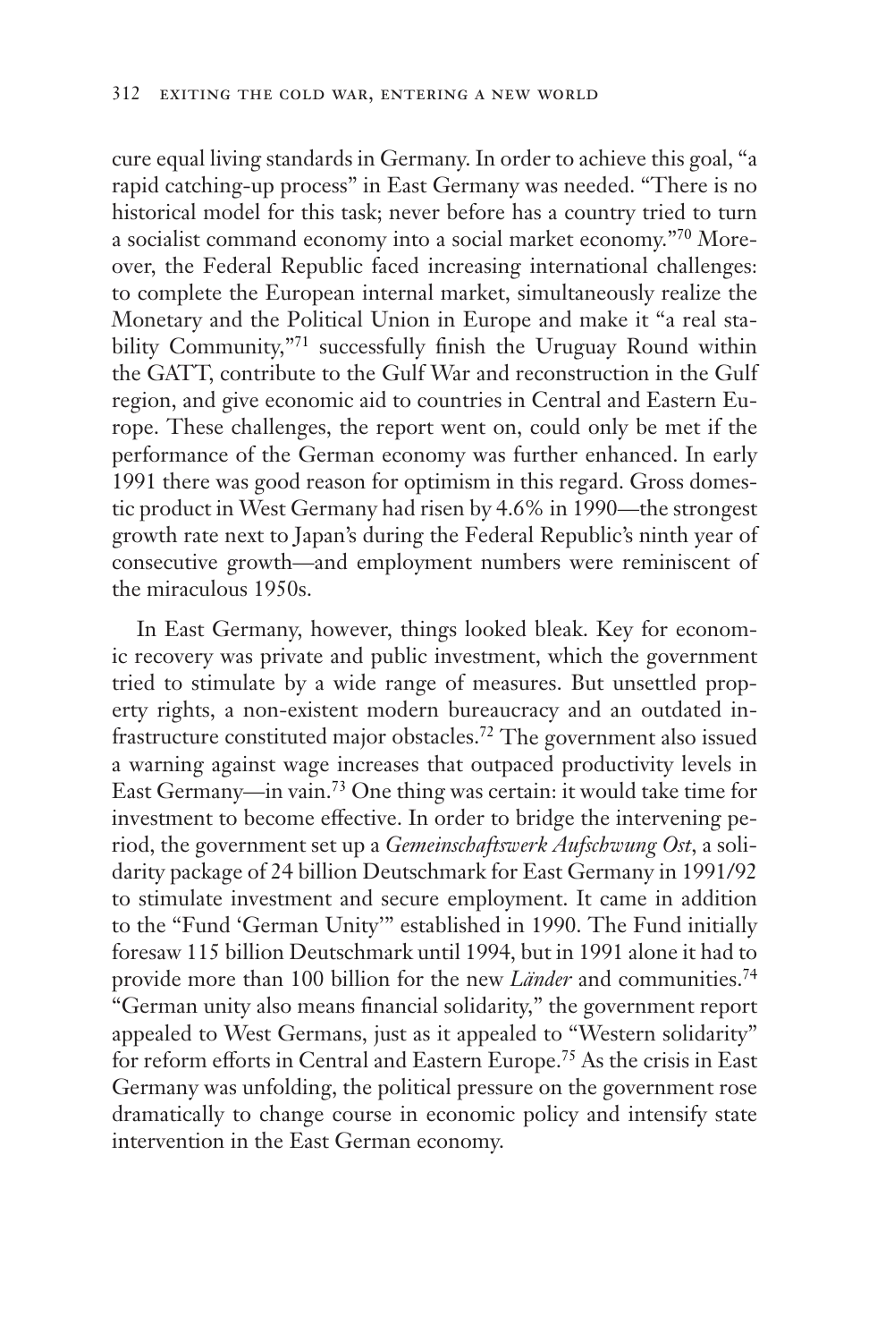cure equal living standards in Germany. In order to achieve this goal, "a rapid catching-up process" in East Germany was needed. "There is no historical model for this task; never before has a country tried to turn a socialist command economy into a social market economy."[70] Moreover, the Federal Republic faced increasing international challenges: to complete the European internal market, simultaneously realize the Monetary and the Political Union in Europe and make it "a real stability Community,"[71] successfully finish the Uruguay Round within the GATT, contribute to the Gulf War and reconstruction in the Gulf region, and give economic aid to countries in Central and Eastern Europe. These challenges, the report went on, could only be met if the performance of the German economy was further enhanced. In early 1991 there was good reason for optimism in this regard. Gross domestic product in West Germany had risen by 4.6% in 1990—the strongest growth rate next to Japan's during the Federal Republic's ninth year of consecutive growth—and employment numbers were reminiscent of the miraculous 1950s.

In East Germany, however, things looked bleak. Key for economic recovery was private and public investment, which the government tried to stimulate by a wide range of measures. But unsettled property rights, a non-existent modern bureaucracy and an outdated infrastructure constituted major obstacles.[72] The government also issued a warning against wage increases that outpaced productivity levels in East Germany—in vain.[73] One thing was certain: it would take time for investment to become effective. In order to bridge the intervening period, the government set up a *Gemeinschaftswerk Aufschwung Ost*, a solidarity package of 24 billion Deutschmark for East Germany in 1991/92 to stimulate investment and secure employment. It came in addition to the "Fund 'German Unity'" established in 1990. The Fund initially foresaw 115 billion Deutschmark until 1994, but in 1991 alone it had to provide more than 100 billion for the new *Länder* and communities.[74] "German unity also means financial solidarity," the government report appealed to West Germans, just as it appealed to "Western solidarity" for reform efforts in Central and Eastern Europe.[75] As the crisis in East Germany was unfolding, the political pressure on the government rose dramatically to change course in economic policy and intensify state intervention in the East German economy.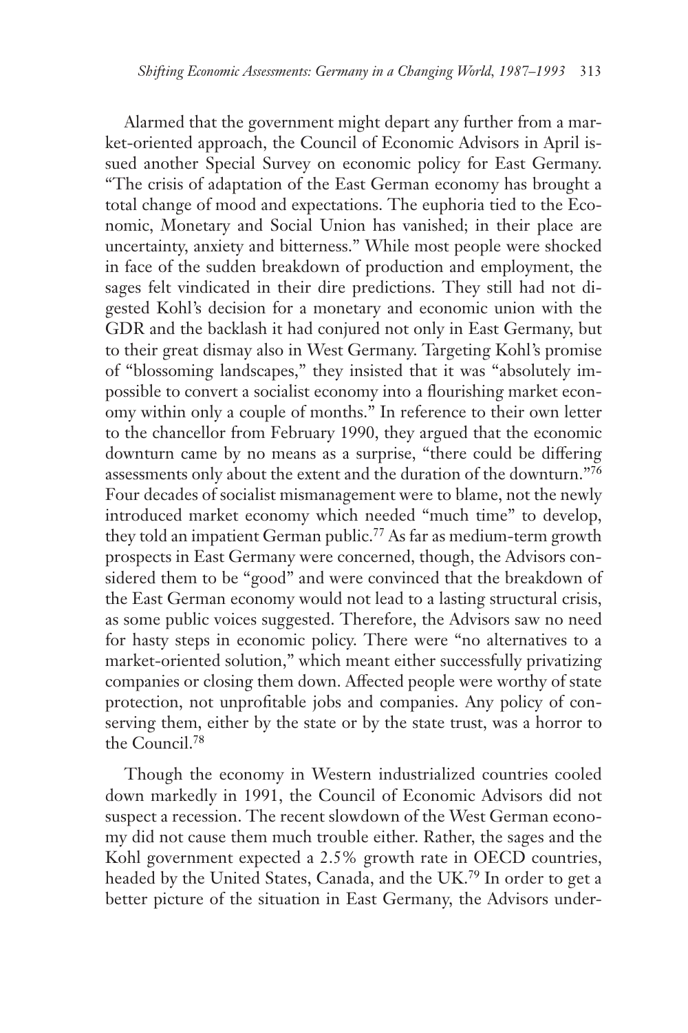Alarmed that the government might depart any further from a market-oriented approach, the Council of Economic Advisors in April issued another Special Survey on economic policy for East Germany. "The crisis of adaptation of the East German economy has brought a total change of mood and expectations. The euphoria tied to the Economic, Monetary and Social Union has vanished; in their place are uncertainty, anxiety and bitterness." While most people were shocked in face of the sudden breakdown of production and employment, the sages felt vindicated in their dire predictions. They still had not digested Kohl's decision for a monetary and economic union with the GDR and the backlash it had conjured not only in East Germany, but to their great dismay also in West Germany. Targeting Kohl's promise of "blossoming landscapes," they insisted that it was "absolutely impossible to convert a socialist economy into a flourishing market economy within only a couple of months." In reference to their own letter to the chancellor from February 1990, they argued that the economic downturn came by no means as a surprise, "there could be differing assessments only about the extent and the duration of the downturn."[76] Four decades of socialist mismanagement were to blame, not the newly introduced market economy which needed "much time" to develop, they told an impatient German public.[77] As far as medium-term growth prospects in East Germany were concerned, though, the Advisors considered them to be "good" and were convinced that the breakdown of the East German economy would not lead to a lasting structural crisis, as some public voices suggested. Therefore, the Advisors saw no need for hasty steps in economic policy. There were "no alternatives to a market-oriented solution," which meant either successfully privatizing companies or closing them down. Affected people were worthy of state protection, not unprofitable jobs and companies. Any policy of conserving them, either by the state or by the state trust, was a horror to the Council.[78]

Though the economy in Western industrialized countries cooled down markedly in 1991, the Council of Economic Advisors did not suspect a recession. The recent slowdown of the West German economy did not cause them much trouble either. Rather, the sages and the Kohl government expected a 2.5% growth rate in OECD countries, headed by the United States, Canada, and the UK.[79] In order to get a better picture of the situation in East Germany, the Advisors under-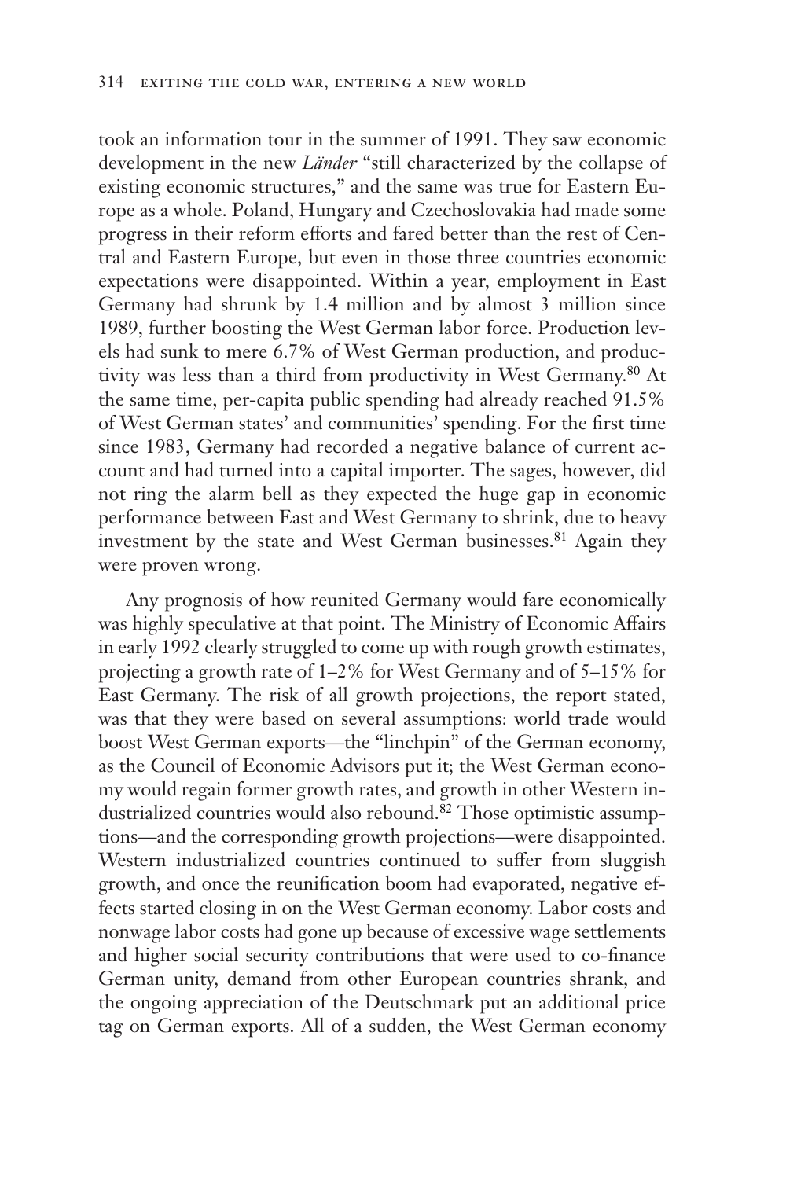took an information tour in the summer of 1991. They saw economic development in the new *Länder* "still characterized by the collapse of existing economic structures," and the same was true for Eastern Europe as a whole. Poland, Hungary and Czechoslovakia had made some progress in their reform efforts and fared better than the rest of Central and Eastern Europe, but even in those three countries economic expectations were disappointed. Within a year, employment in East Germany had shrunk by 1.4 million and by almost 3 million since 1989, further boosting the West German labor force. Production levels had sunk to mere 6.7% of West German production, and productivity was less than a third from productivity in West Germany.[80] At the same time, per-capita public spending had already reached 91.5% of West German states' and communities' spending. For the first time since 1983, Germany had recorded a negative balance of current account and had turned into a capital importer. The sages, however, did not ring the alarm bell as they expected the huge gap in economic performance between East and West Germany to shrink, due to heavy investment by the state and West German businesses.[81] Again they were proven wrong.

Any prognosis of how reunited Germany would fare economically was highly speculative at that point. The Ministry of Economic Affairs in early 1992 clearly struggled to come up with rough growth estimates, projecting a growth rate of 1–2% for West Germany and of 5–15% for East Germany. The risk of all growth projections, the report stated, was that they were based on several assumptions: world trade would boost West German exports—the "linchpin" of the German economy, as the Council of Economic Advisors put it; the West German economy would regain former growth rates, and growth in other Western industrialized countries would also rebound.[82] Those optimistic assumptions—and the corresponding growth projections—were disappointed. Western industrialized countries continued to suffer from sluggish growth, and once the reunification boom had evaporated, negative effects started closing in on the West German economy. Labor costs and nonwage labor costs had gone up because of excessive wage settlements and higher social security contributions that were used to co-finance German unity, demand from other European countries shrank, and the ongoing appreciation of the Deutschmark put an additional price tag on German exports. All of a sudden, the West German economy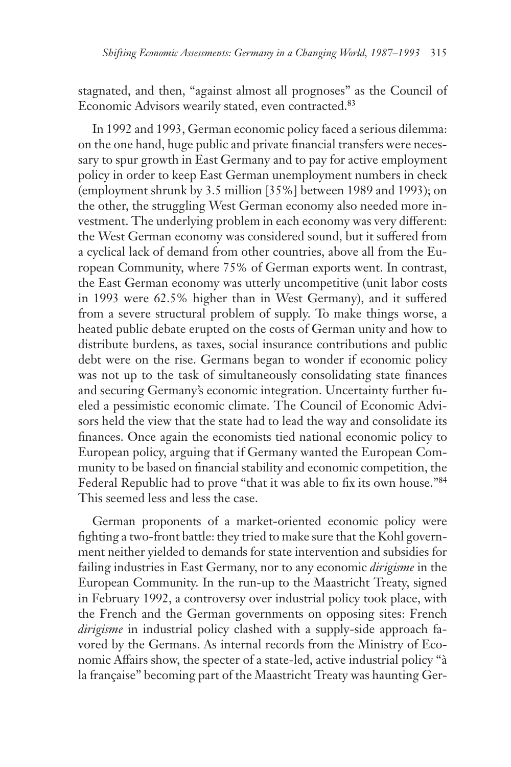stagnated, and then, "against almost all prognoses" as the Council of Economic Advisors wearily stated, even contracted.[83]

In 1992 and 1993, German economic policy faced a serious dilemma: on the one hand, huge public and private financial transfers were necessary to spur growth in East Germany and to pay for active employment policy in order to keep East German unemployment numbers in check (employment shrunk by 3.5 million [35%] between 1989 and 1993); on the other, the struggling West German economy also needed more investment. The underlying problem in each economy was very different: the West German economy was considered sound, but it suffered from a cyclical lack of demand from other countries, above all from the European Community, where 75% of German exports went. In contrast, the East German economy was utterly uncompetitive (unit labor costs in 1993 were 62.5% higher than in West Germany), and it suffered from a severe structural problem of supply. To make things worse, a heated public debate erupted on the costs of German unity and how to distribute burdens, as taxes, social insurance contributions and public debt were on the rise. Germans began to wonder if economic policy was not up to the task of simultaneously consolidating state finances and securing Germany's economic integration. Uncertainty further fueled a pessimistic economic climate. The Council of Economic Advisors held the view that the state had to lead the way and consolidate its finances. Once again the economists tied national economic policy to European policy, arguing that if Germany wanted the European Community to be based on financial stability and economic competition, the Federal Republic had to prove "that it was able to fix its own house."[84] This seemed less and less the case.

German proponents of a market-oriented economic policy were fighting a two-front battle: they tried to make sure that the Kohl government neither yielded to demands for state intervention and subsidies for failing industries in East Germany, nor to any economic *dirigisme* in the European Community. In the run-up to the Maastricht Treaty, signed in February 1992, a controversy over industrial policy took place, with the French and the German governments on opposing sites: French *dirigisme* in industrial policy clashed with a supply-side approach favored by the Germans. As internal records from the Ministry of Economic Affairs show, the specter of a state-led, active industrial policy "à la française" becoming part of the Maastricht Treaty was haunting Ger-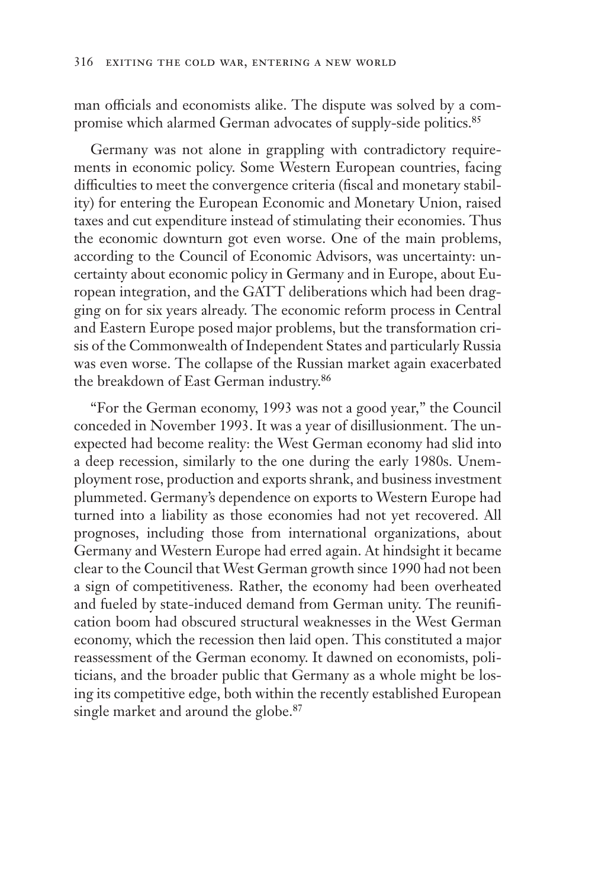man officials and economists alike. The dispute was solved by a compromise which alarmed German advocates of supply-side politics.[85]

Germany was not alone in grappling with contradictory requirements in economic policy. Some Western European countries, facing difficulties to meet the convergence criteria (fiscal and monetary stability) for entering the European Economic and Monetary Union, raised taxes and cut expenditure instead of stimulating their economies. Thus the economic downturn got even worse. One of the main problems, according to the Council of Economic Advisors, was uncertainty: uncertainty about economic policy in Germany and in Europe, about European integration, and the GATT deliberations which had been dragging on for six years already. The economic reform process in Central and Eastern Europe posed major problems, but the transformation crisis of the Commonwealth of Independent States and particularly Russia was even worse. The collapse of the Russian market again exacerbated the breakdown of East German industry.[86]

"For the German economy, 1993 was not a good year," the Council conceded in November 1993. It was a year of disillusionment. The unexpected had become reality: the West German economy had slid into a deep recession, similarly to the one during the early 1980s. Unemployment rose, production and exports shrank, and business investment plummeted. Germany's dependence on exports to Western Europe had turned into a liability as those economies had not yet recovered. All prognoses, including those from international organizations, about Germany and Western Europe had erred again. At hindsight it became clear to the Council that West German growth since 1990 had not been a sign of competitiveness. Rather, the economy had been overheated and fueled by state-induced demand from German unity. The reunification boom had obscured structural weaknesses in the West German economy, which the recession then laid open. This constituted a major reassessment of the German economy. It dawned on economists, politicians, and the broader public that Germany as a whole might be losing its competitive edge, both within the recently established European single market and around the globe.[87]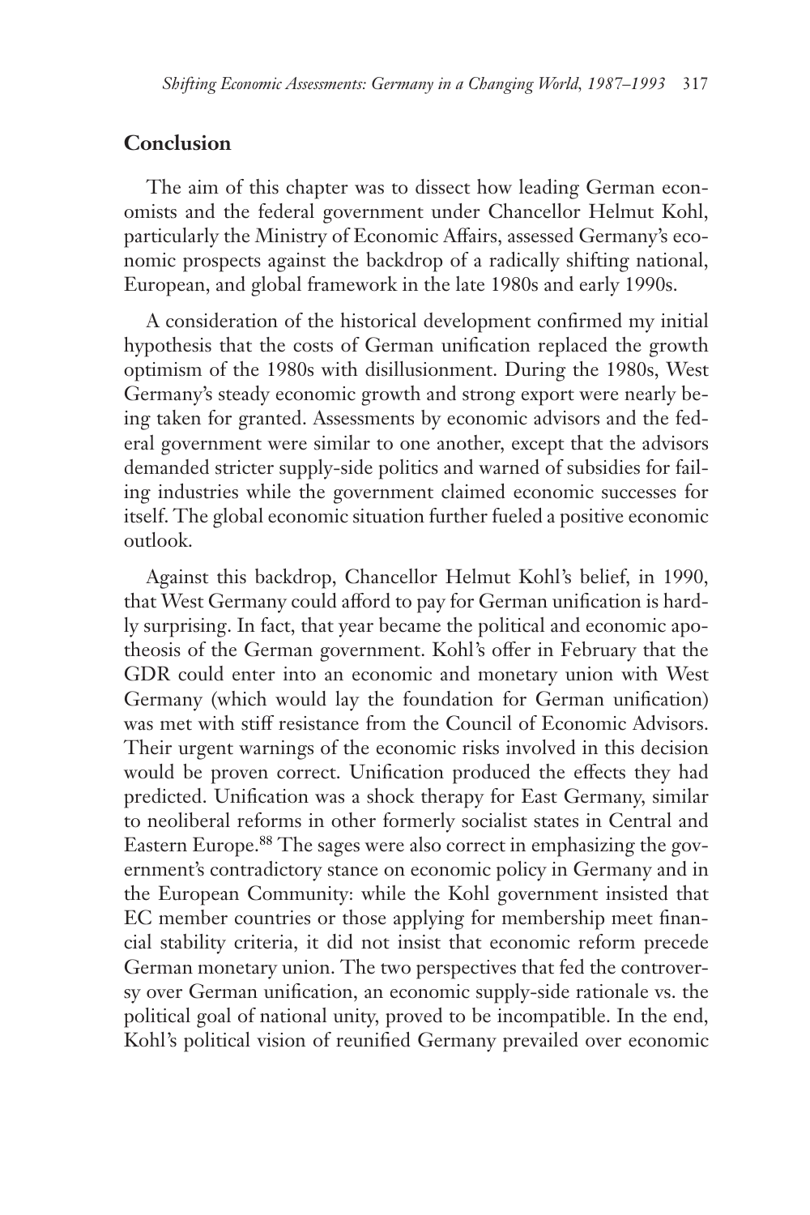## Conclusion

The aim of this chapter was to dissect how leading German economists and the federal government under Chancellor Helmut Kohl, particularly the Ministry of Economic Affairs, assessed Germany's economic prospects against the backdrop of a radically shifting national, European, and global framework in the late 1980s and early 1990s.

A consideration of the historical development confirmed my initial hypothesis that the costs of German unification replaced the growth optimism of the 1980s with disillusionment. During the 1980s, West Germany's steady economic growth and strong export were nearly being taken for granted. Assessments by economic advisors and the federal government were similar to one another, except that the advisors demanded stricter supply-side politics and warned of subsidies for failing industries while the government claimed economic successes for itself. The global economic situation further fueled a positive economic outlook.

Against this backdrop, Chancellor Helmut Kohl's belief, in 1990, that West Germany could afford to pay for German unification is hardly surprising. In fact, that year became the political and economic apotheosis of the German government. Kohl's offer in February that the GDR could enter into an economic and monetary union with West Germany (which would lay the foundation for German unification) was met with stiff resistance from the Council of Economic Advisors. Their urgent warnings of the economic risks involved in this decision would be proven correct. Unification produced the effects they had predicted. Unification was a shock therapy for East Germany, similar to neoliberal reforms in other formerly socialist states in Central and Eastern Europe.[88] The sages were also correct in emphasizing the government's contradictory stance on economic policy in Germany and in the European Community: while the Kohl government insisted that EC member countries or those applying for membership meet financial stability criteria, it did not insist that economic reform precede German monetary union. The two perspectives that fed the controversy over German unification, an economic supply-side rationale vs. the political goal of national unity, proved to be incompatible. In the end, Kohl's political vision of reunified Germany prevailed over economic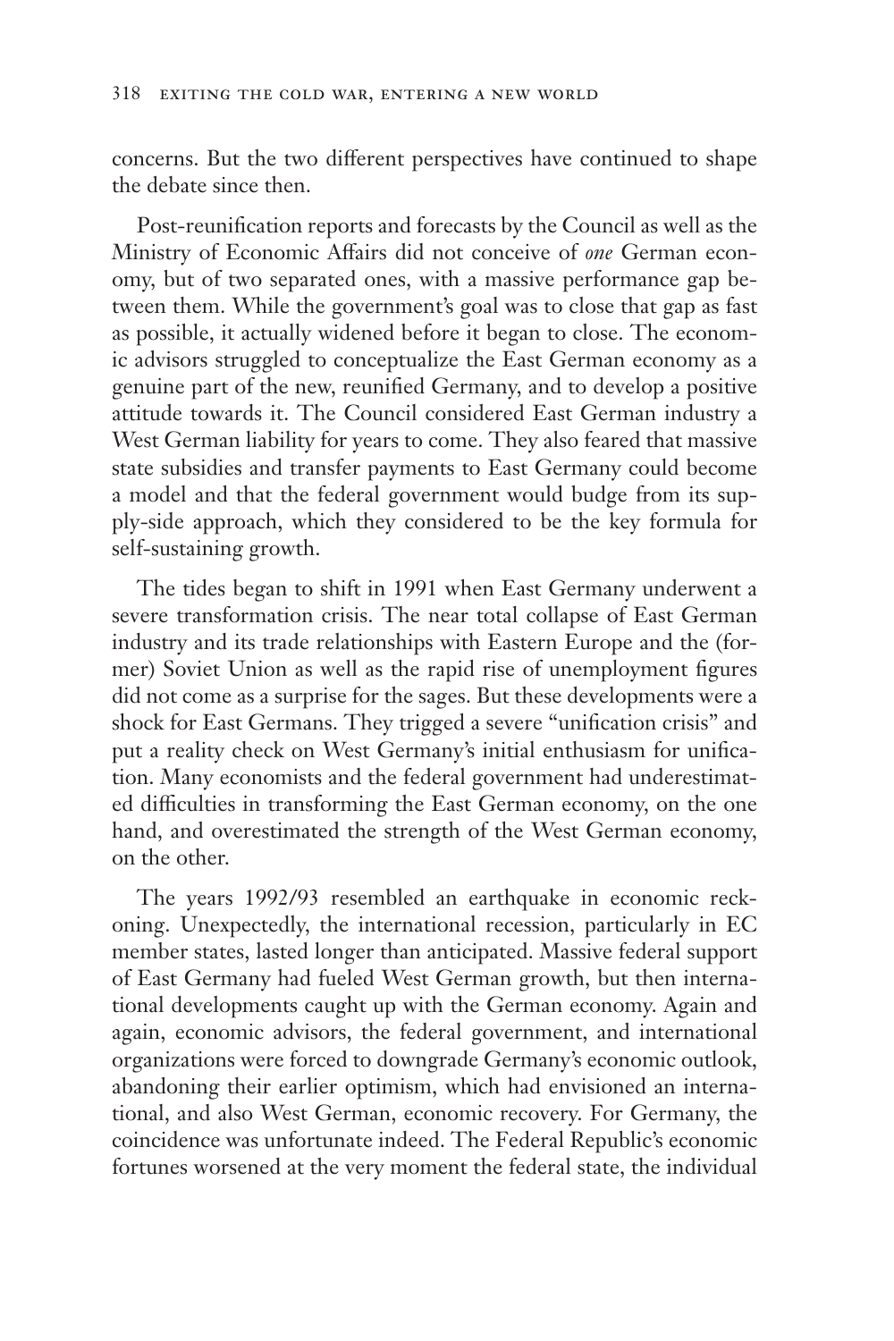concerns. But the two different perspectives have continued to shape the debate since then.

Post-reunification reports and forecasts by the Council as well as the Ministry of Economic Affairs did not conceive of *one* German economy, but of two separated ones, with a massive performance gap between them. While the government's goal was to close that gap as fast as possible, it actually widened before it began to close. The economic advisors struggled to conceptualize the East German economy as a genuine part of the new, reunified Germany, and to develop a positive attitude towards it. The Council considered East German industry a West German liability for years to come. They also feared that massive state subsidies and transfer payments to East Germany could become a model and that the federal government would budge from its supply-side approach, which they considered to be the key formula for self-sustaining growth.

The tides began to shift in 1991 when East Germany underwent a severe transformation crisis. The near total collapse of East German industry and its trade relationships with Eastern Europe and the (former) Soviet Union as well as the rapid rise of unemployment figures did not come as a surprise for the sages. But these developments were a shock for East Germans. They trigged a severe "unification crisis" and put a reality check on West Germany's initial enthusiasm for unification. Many economists and the federal government had underestimated difficulties in transforming the East German economy, on the one hand, and overestimated the strength of the West German economy, on the other.

The years 1992/93 resembled an earthquake in economic reckoning. Unexpectedly, the international recession, particularly in EC member states, lasted longer than anticipated. Massive federal support of East Germany had fueled West German growth, but then international developments caught up with the German economy. Again and again, economic advisors, the federal government, and international organizations were forced to downgrade Germany's economic outlook, abandoning their earlier optimism, which had envisioned an international, and also West German, economic recovery. For Germany, the coincidence was unfortunate indeed. The Federal Republic's economic fortunes worsened at the very moment the federal state, the individual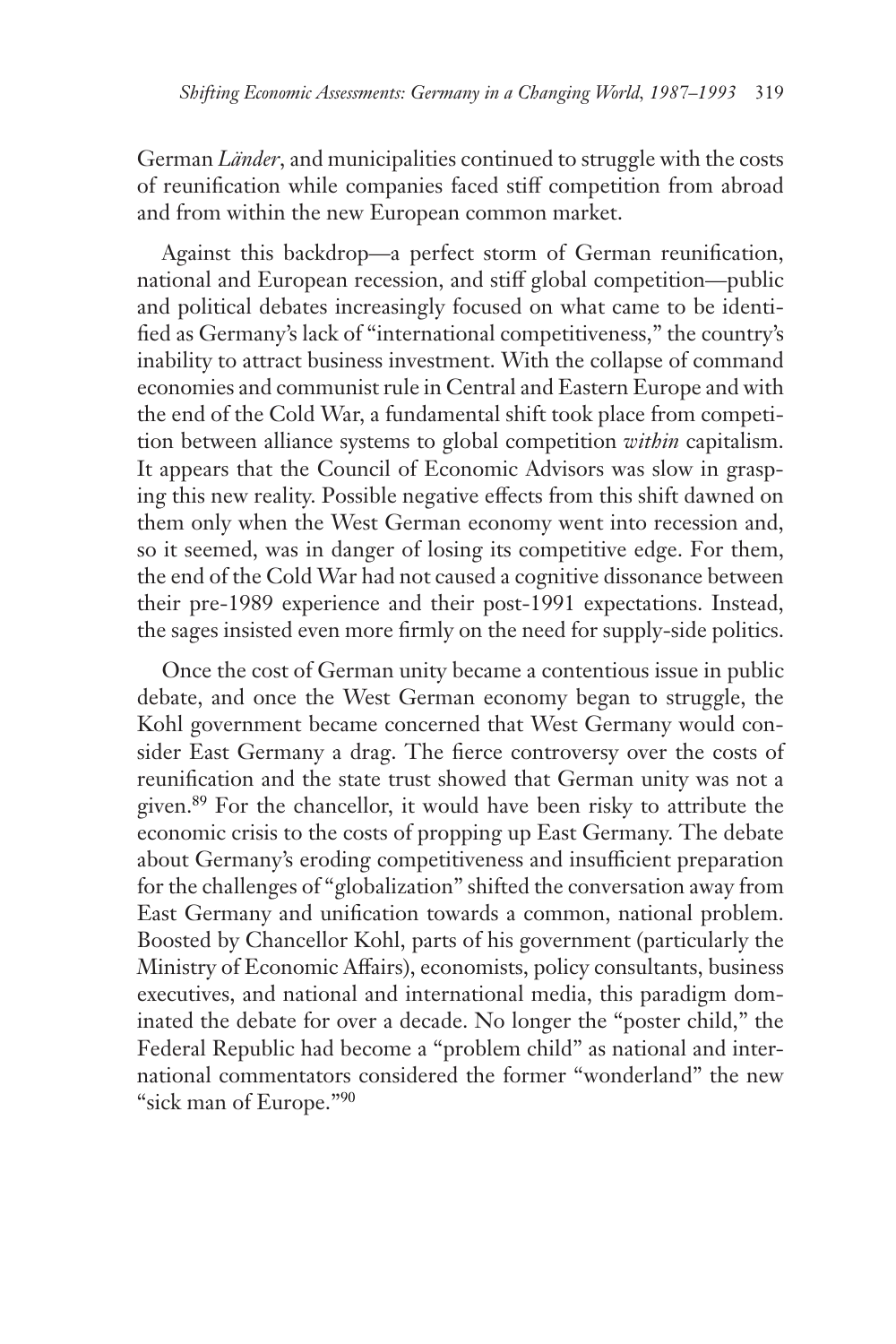German *Länder*, and municipalities continued to struggle with the costs of reunification while companies faced stiff competition from abroad and from within the new European common market.

Against this backdrop—a perfect storm of German reunification, national and European recession, and stiff global competition—public and political debates increasingly focused on what came to be identified as Germany's lack of "international competitiveness," the country's inability to attract business investment. With the collapse of command economies and communist rule in Central and Eastern Europe and with the end of the Cold War, a fundamental shift took place from competition between alliance systems to global competition *within* capitalism. It appears that the Council of Economic Advisors was slow in grasping this new reality. Possible negative effects from this shift dawned on them only when the West German economy went into recession and, so it seemed, was in danger of losing its competitive edge. For them, the end of the Cold War had not caused a cognitive dissonance between their pre-1989 experience and their post-1991 expectations. Instead, the sages insisted even more firmly on the need for supply-side politics.

Once the cost of German unity became a contentious issue in public debate, and once the West German economy began to struggle, the Kohl government became concerned that West Germany would consider East Germany a drag. The fierce controversy over the costs of reunification and the state trust showed that German unity was not a given.[89] For the chancellor, it would have been risky to attribute the economic crisis to the costs of propping up East Germany. The debate about Germany's eroding competitiveness and insufficient preparation for the challenges of "globalization" shifted the conversation away from East Germany and unification towards a common, national problem. Boosted by Chancellor Kohl, parts of his government (particularly the Ministry of Economic Affairs), economists, policy consultants, business executives, and national and international media, this paradigm dominated the debate for over a decade. No longer the "poster child," the Federal Republic had become a "problem child" as national and international commentators considered the former "wonderland" the new "sick man of Europe."[90]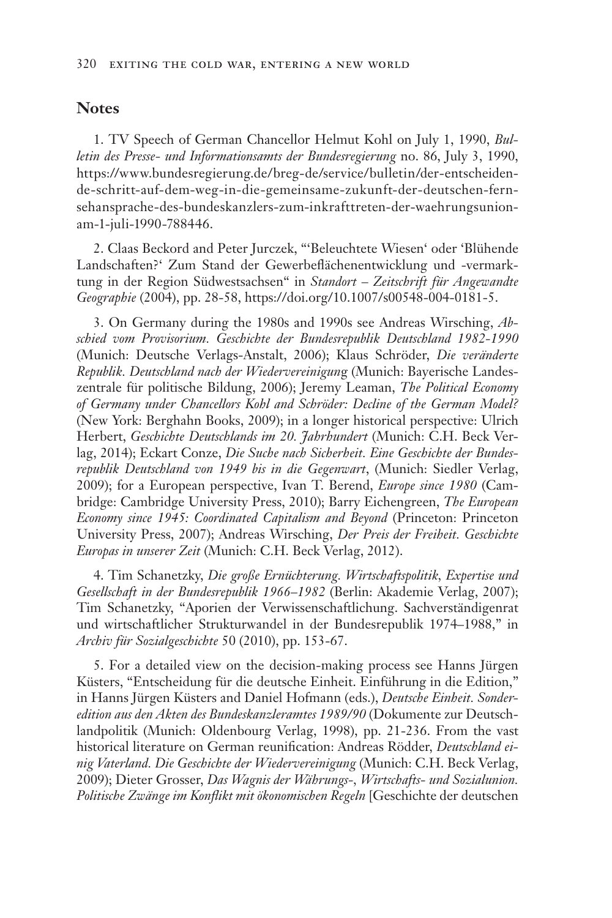## Notes

1. TV Speech of German Chancellor Helmut Kohl on July 1, 1990, *Bulletin des Presse- und Informationsamts der Bundesregierung* no. 86, July 3, 1990, https://www.bundesregierung.de/breg-de/service/bulletin/der-entscheidende-schritt-auf-dem-weg-in-die-gemeinsame-zukunft-der-deutschen-fernsehansprache-des-bundeskanzlers-zum-inkrafttreten-der-waehrungsunion-am-1-juli-1990-788446.

2. Claas Beckord and Peter Jurczek, "'Beleuchtete Wiesen' oder 'Blühende Landschaften?' Zum Stand der Gewerbeflächenentwicklung und -vermarktung in der Region Südwestsachsen" in *Standort – Zeitschrift für Angewandte Geographie* (2004), pp. 28-58, https://doi.org/10.1007/s00548-004-0181-5.

3. On Germany during the 1980s and 1990s see Andreas Wirsching, *Abschied vom Provisorium. Geschichte der Bundesrepublik Deutschland 1982-1990* (Munich: Deutsche Verlags-Anstalt, 2006); Klaus Schröder, *Die veränderte Republik. Deutschland nach der Wiedervereinigung* (Munich: Bayerische Landeszentrale für politische Bildung, 2006); Jeremy Leaman, *The Political Economy of Germany under Chancellors Kohl and Schröder: Decline of the German Model?* (New York: Berghahn Books, 2009); in a longer historical perspective: Ulrich Herbert, *Geschichte Deutschlands im 20. Jahrhundert* (Munich: C.H. Beck Verlag, 2014); Eckart Conze, *Die Suche nach Sicherheit. Eine Geschichte der Bundesrepublik Deutschland von 1949 bis in die Gegenwart*, (Munich: Siedler Verlag, 2009); for a European perspective, Ivan T. Berend, *Europe since 1980* (Cambridge: Cambridge University Press, 2010); Barry Eichengreen, *The European Economy since 1945: Coordinated Capitalism and Beyond* (Princeton: Princeton University Press, 2007); Andreas Wirsching, *Der Preis der Freiheit. Geschichte Europas in unserer Zeit* (Munich: C.H. Beck Verlag, 2012).

4. Tim Schanetzky, *Die große Ernüchterung. Wirtschaftspolitik, Expertise und Gesellschaft in der Bundesrepublik 1966–1982* (Berlin: Akademie Verlag, 2007); Tim Schanetzky, "Aporien der Verwissenschaftlichung. Sachverständigenrat und wirtschaftlicher Strukturwandel in der Bundesrepublik 1974–1988," in *Archiv für Sozialgeschichte* 50 (2010), pp. 153-67.

5. For a detailed view on the decision-making process see Hanns Jürgen Küsters, "Entscheidung für die deutsche Einheit. Einführung in die Edition," in Hanns Jürgen Küsters and Daniel Hofmann (eds.), *Deutsche Einheit. Sonderedition aus den Akten des Bundeskanzleramtes 1989/90* (Dokumente zur Deutschlandpolitik (Munich: Oldenbourg Verlag, 1998), pp. 21-236. From the vast historical literature on German reunification: Andreas Rödder, *Deutschland einig Vaterland. Die Geschichte der Wiedervereinigung* (Munich: C.H. Beck Verlag, 2009); Dieter Grosser, *Das Wagnis der Währungs-, Wirtschafts- und Sozialunion. Politische Zwänge im Konflikt mit ökonomischen Regeln* [Geschichte der deutschen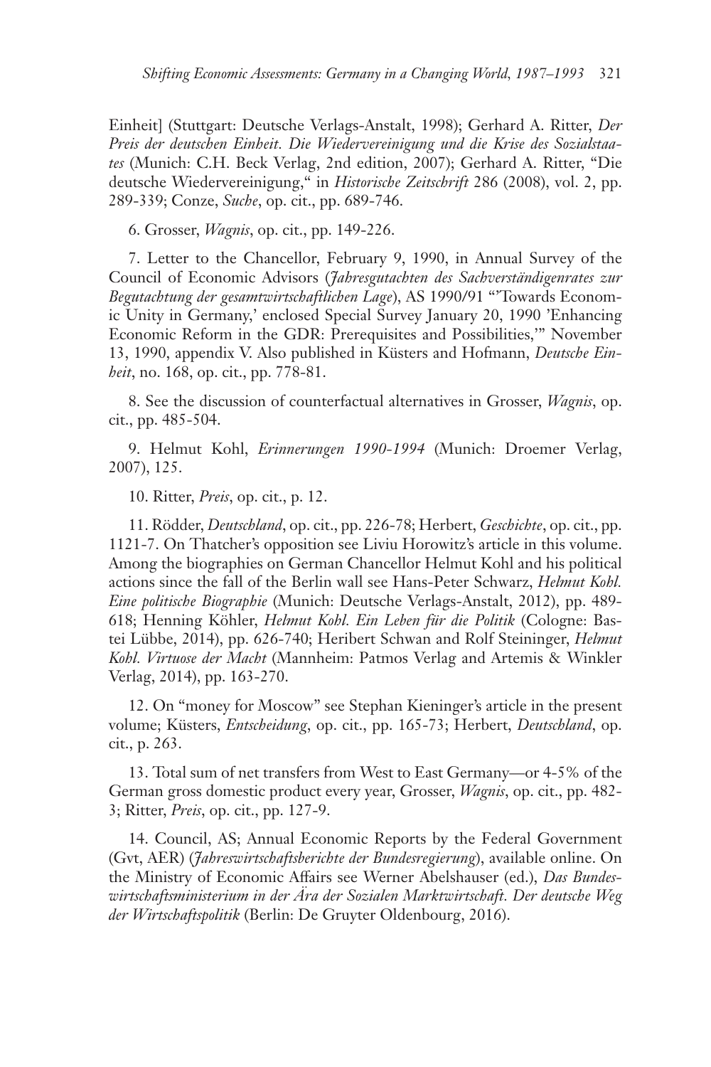Einheit] (Stuttgart: Deutsche Verlags-Anstalt, 1998); Gerhard A. Ritter, *Der Preis der deutschen Einheit. Die Wiedervereinigung und die Krise des Sozialstaates* (Munich: C.H. Beck Verlag, 2nd edition, 2007); Gerhard A. Ritter, "Die deutsche Wiedervereinigung," in *Historische Zeitschrift* 286 (2008), vol. 2, pp. 289-339; Conze, *Suche*, op. cit., pp. 689-746.

6. Grosser, *Wagnis*, op. cit., pp. 149-226.

7. Letter to the Chancellor, February 9, 1990, in Annual Survey of the Council of Economic Advisors (*Jahresgutachten des Sachverständigenrates zur Begutachtung der gesamtwirtschaftlichen Lage*), AS 1990/91 "'Towards Economic Unity in Germany,' enclosed Special Survey January 20, 1990 'Enhancing Economic Reform in the GDR: Prerequisites and Possibilities,'" November 13, 1990, appendix V. Also published in Küsters and Hofmann, *Deutsche Einheit*, no. 168, op. cit., pp. 778-81.

8. See the discussion of counterfactual alternatives in Grosser, *Wagnis*, op. cit., pp. 485-504.

9. Helmut Kohl, *Erinnerungen 1990-1994* (Munich: Droemer Verlag, 2007), 125.

10. Ritter, *Preis*, op. cit., p. 12.

11. Rödder, *Deutschland*, op. cit., pp. 226-78; Herbert, *Geschichte*, op. cit., pp. 1121-7. On Thatcher's opposition see Liviu Horowitz's article in this volume. Among the biographies on German Chancellor Helmut Kohl and his political actions since the fall of the Berlin wall see Hans-Peter Schwarz, *Helmut Kohl. Eine politische Biographie* (Munich: Deutsche Verlags-Anstalt, 2012), pp. 489-618; Henning Köhler, *Helmut Kohl. Ein Leben für die Politik* (Cologne: Bastei Lübbe, 2014), pp. 626-740; Heribert Schwan and Rolf Steininger, *Helmut Kohl. Virtuose der Macht* (Mannheim: Patmos Verlag and Artemis & Winkler Verlag, 2014), pp. 163-270.

12. On "money for Moscow" see Stephan Kieninger's article in the present volume; Küsters, *Entscheidung*, op. cit., pp. 165-73; Herbert, *Deutschland*, op. cit., p. 263.

13. Total sum of net transfers from West to East Germany—or 4-5% of the German gross domestic product every year, Grosser, *Wagnis*, op. cit., pp. 482-3; Ritter, *Preis*, op. cit., pp. 127-9.

14. Council, AS; Annual Economic Reports by the Federal Government (Gvt, AER) (*Jahreswirtschaftsberichte der Bundesregierung*), available online. On the Ministry of Economic Affairs see Werner Abelshauser (ed.), *Das Bundeswirtschaftsministerium in der Ära der Sozialen Marktwirtschaft. Der deutsche Weg der Wirtschaftspolitik* (Berlin: De Gruyter Oldenbourg, 2016).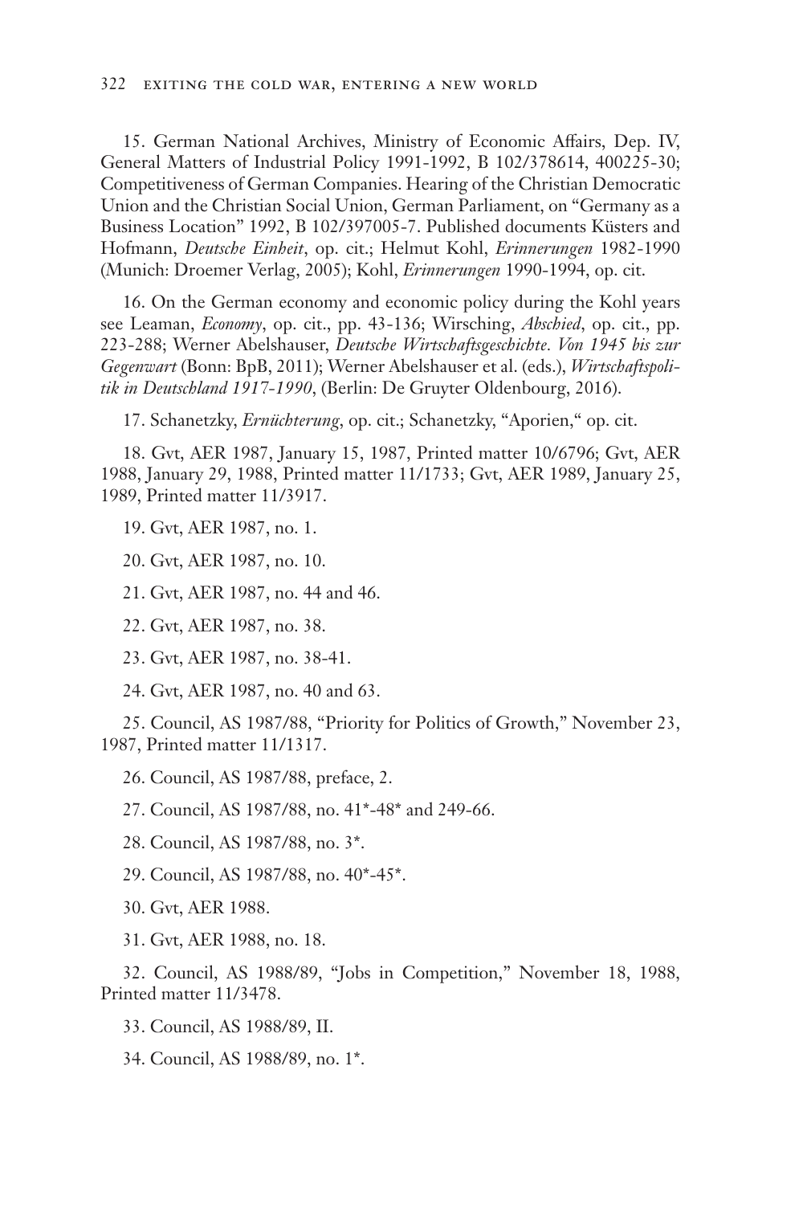15. German National Archives, Ministry of Economic Affairs, Dep. IV, General Matters of Industrial Policy 1991-1992, B 102/378614, 400225-30; Competitiveness of German Companies. Hearing of the Christian Democratic Union and the Christian Social Union, German Parliament, on "Germany as a Business Location" 1992, B 102/397005-7. Published documents Küsters and Hofmann, *Deutsche Einheit*, op. cit.; Helmut Kohl, *Erinnerungen* 1982-1990 (Munich: Droemer Verlag, 2005); Kohl, *Erinnerungen* 1990-1994, op. cit.

16. On the German economy and economic policy during the Kohl years see Leaman, *Economy*, op. cit., pp. 43-136; Wirsching, *Abschied*, op. cit., pp. 223-288; Werner Abelshauser, *Deutsche Wirtschaftsgeschichte. Von 1945 bis zur Gegenwart* (Bonn: BpB, 2011); Werner Abelshauser et al. (eds.), *Wirtschaftspolitik in Deutschland 1917-1990*, (Berlin: De Gruyter Oldenbourg, 2016).

17. Schanetzky, *Ernüchterung*, op. cit.; Schanetzky, "Aporien," op. cit.

18. Gvt, AER 1987, January 15, 1987, Printed matter 10/6796; Gvt, AER 1988, January 29, 1988, Printed matter 11/1733; Gvt, AER 1989, January 25, 1989, Printed matter 11/3917.

19. Gvt, AER 1987, no. 1.

20. Gvt, AER 1987, no. 10.

21. Gvt, AER 1987, no. 44 and 46.

22. Gvt, AER 1987, no. 38.

23. Gvt, AER 1987, no. 38-41.

24. Gvt, AER 1987, no. 40 and 63.

25. Council, AS 1987/88, "Priority for Politics of Growth," November 23, 1987, Printed matter 11/1317.

26. Council, AS 1987/88, preface, 2.

27. Council, AS 1987/88, no. 41*-48* and 249-66.

28. Council, AS 1987/88, no. 3*.

29. Council, AS 1987/88, no. 40*-45*.

30. Gvt, AER 1988.

31. Gvt, AER 1988, no. 18.

32. Council, AS 1988/89, "Jobs in Competition," November 18, 1988, Printed matter 11/3478.

33. Council, AS 1988/89, II.

34. Council, AS 1988/89, no. 1*.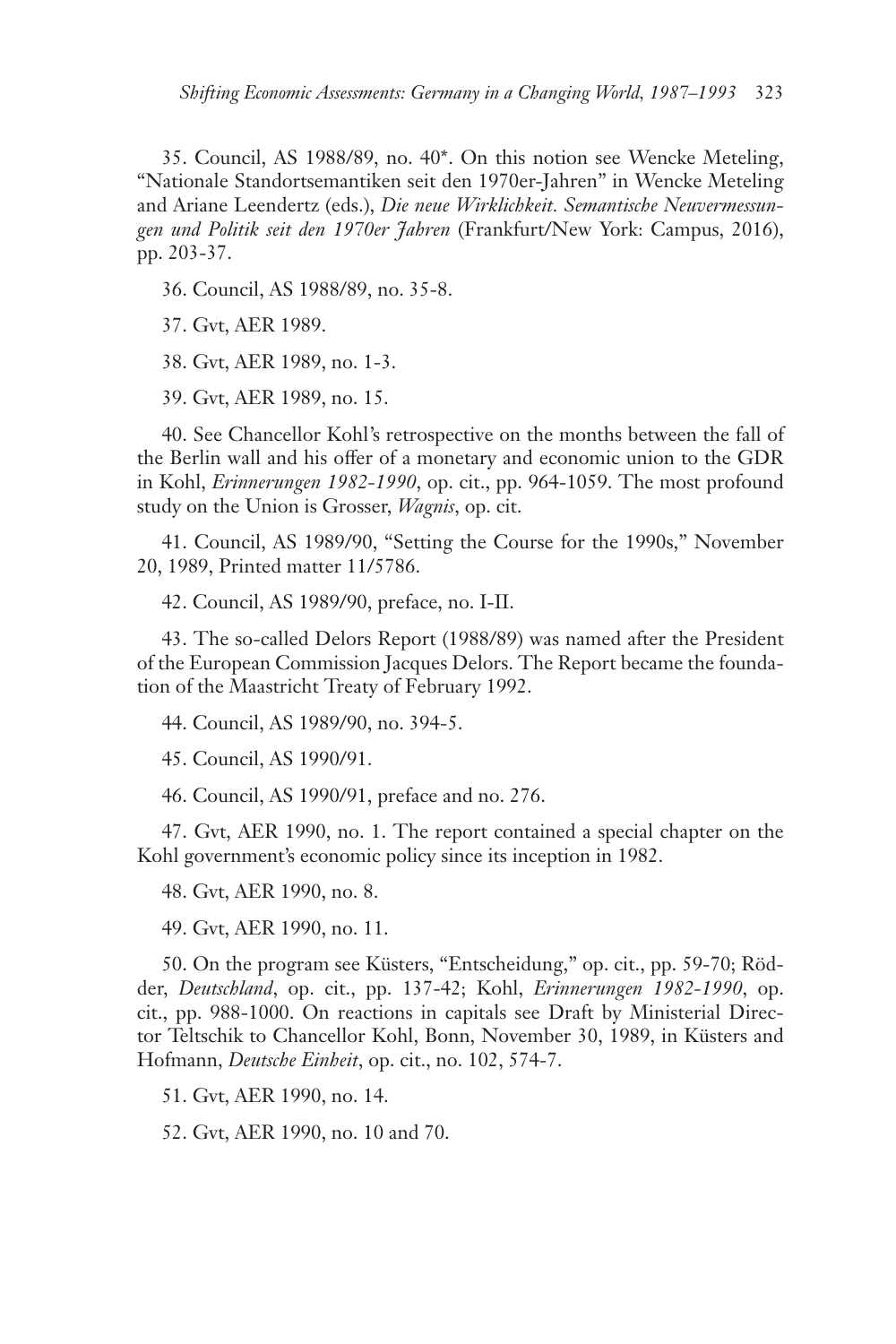35. Council, AS 1988/89, no. 40*. On this notion see Wencke Meteling, "Nationale Standortsemantiken seit den 1970er-Jahren" in Wencke Meteling and Ariane Leendertz (eds.), *Die neue Wirklichkeit. Semantische Neuvermessungen und Politik seit den 1970er Jahren* (Frankfurt/New York: Campus, 2016), pp. 203-37.

36. Council, AS 1988/89, no. 35-8.

37. Gvt, AER 1989.

38. Gvt, AER 1989, no. 1-3.

39. Gvt, AER 1989, no. 15.

40. See Chancellor Kohl's retrospective on the months between the fall of the Berlin wall and his offer of a monetary and economic union to the GDR in Kohl, *Erinnerungen 1982-1990*, op. cit., pp. 964-1059. The most profound study on the Union is Grosser, *Wagnis*, op. cit.

41. Council, AS 1989/90, "Setting the Course for the 1990s," November 20, 1989, Printed matter 11/5786.

42. Council, AS 1989/90, preface, no. I-II.

43. The so-called Delors Report (1988/89) was named after the President of the European Commission Jacques Delors. The Report became the foundation of the Maastricht Treaty of February 1992.

44. Council, AS 1989/90, no. 394-5.

45. Council, AS 1990/91.

46. Council, AS 1990/91, preface and no. 276.

47. Gvt, AER 1990, no. 1. The report contained a special chapter on the Kohl government's economic policy since its inception in 1982.

48. Gvt, AER 1990, no. 8.

49. Gvt, AER 1990, no. 11.

50. On the program see Küsters, "Entscheidung," op. cit., pp. 59-70; Rödder, *Deutschland*, op. cit., pp. 137-42; Kohl, *Erinnerungen 1982-1990*, op. cit., pp. 988-1000. On reactions in capitals see Draft by Ministerial Director Teltschik to Chancellor Kohl, Bonn, November 30, 1989, in Küsters and Hofmann, *Deutsche Einheit*, op. cit., no. 102, 574-7.

51. Gvt, AER 1990, no. 14.

52. Gvt, AER 1990, no. 10 and 70.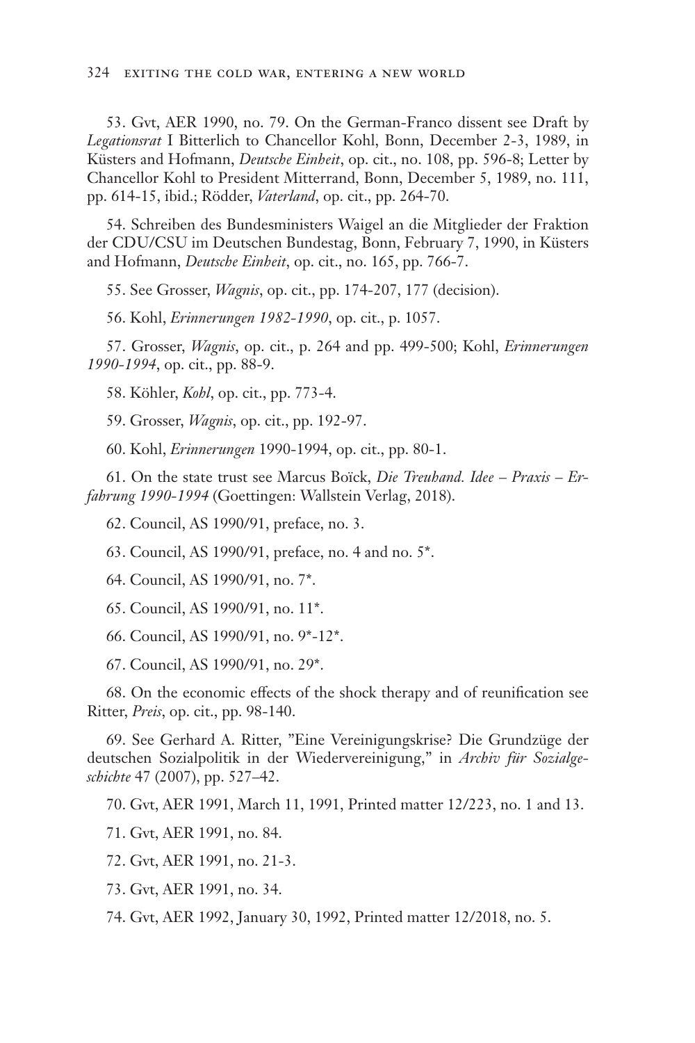53. Gvt, AER 1990, no. 79. On the German-Franco dissent see Draft by *Legationsrat* I Bitterlich to Chancellor Kohl, Bonn, December 2-3, 1989, in Küsters and Hofmann, *Deutsche Einheit*, op. cit., no. 108, pp. 596-8; Letter by Chancellor Kohl to President Mitterrand, Bonn, December 5, 1989, no. 111, pp. 614-15, ibid.; Rödder, *Vaterland*, op. cit., pp. 264-70.

54. Schreiben des Bundesministers Waigel an die Mitglieder der Fraktion der CDU/CSU im Deutschen Bundestag, Bonn, February 7, 1990, in Küsters and Hofmann, *Deutsche Einheit*, op. cit., no. 165, pp. 766-7.

55. See Grosser, *Wagnis*, op. cit., pp. 174-207, 177 (decision).

56. Kohl, *Erinnerungen 1982-1990*, op. cit., p. 1057.

57. Grosser, *Wagnis*, op. cit., p. 264 and pp. 499-500; Kohl, *Erinnerungen 1990-1994*, op. cit., pp. 88-9.

58. Köhler, *Kohl*, op. cit., pp. 773-4.

59. Grosser, *Wagnis*, op. cit., pp. 192-97.

60. Kohl, *Erinnerungen* 1990-1994, op. cit., pp. 80-1.

61. On the state trust see Marcus Boïck, *Die Treuhand. Idee – Praxis – Erfahrung 1990-1994* (Goettingen: Wallstein Verlag, 2018).

62. Council, AS 1990/91, preface, no. 3.

63. Council, AS 1990/91, preface, no. 4 and no. 5*.

64. Council, AS 1990/91, no. 7*.

65. Council, AS 1990/91, no. 11*.

66. Council, AS 1990/91, no. 9*-12*.

67. Council, AS 1990/91, no. 29*.

68. On the economic effects of the shock therapy and of reunification see Ritter, *Preis*, op. cit., pp. 98-140.

69. See Gerhard A. Ritter, "Eine Vereinigungskrise? Die Grundzüge der deutschen Sozialpolitik in der Wiedervereinigung," in *Archiv für Sozialgeschichte* 47 (2007), pp. 527–42.

70. Gvt, AER 1991, March 11, 1991, Printed matter 12/223, no. 1 and 13.

71. Gvt, AER 1991, no. 84.

72. Gvt, AER 1991, no. 21-3.

73. Gvt, AER 1991, no. 34.

74. Gvt, AER 1992, January 30, 1992, Printed matter 12/2018, no. 5.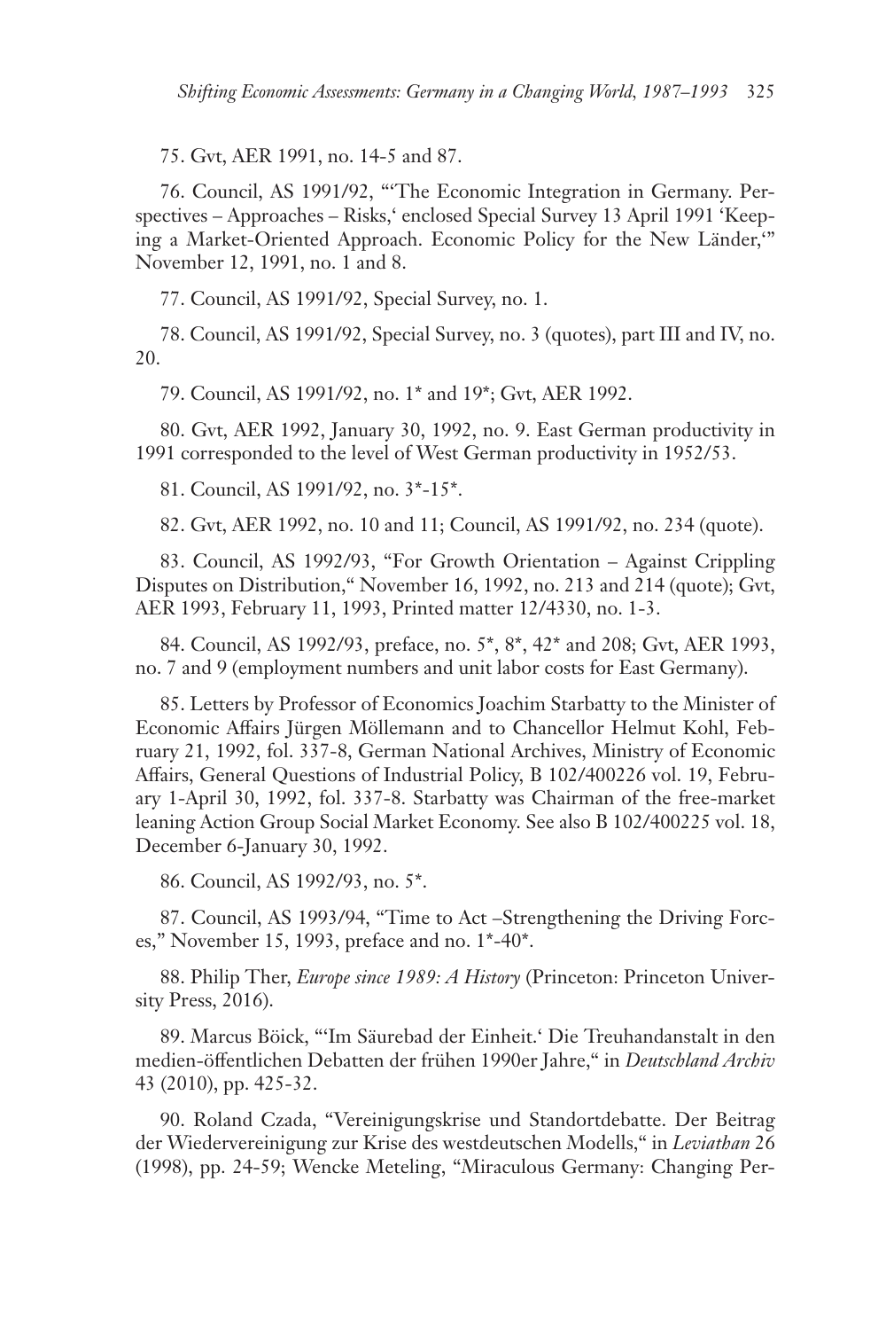75. Gvt, AER 1991, no. 14-5 and 87.

76. Council, AS 1991/92, "'The Economic Integration in Germany. Perspectives – Approaches – Risks,' enclosed Special Survey 13 April 1991 'Keeping a Market-Oriented Approach. Economic Policy for the New Länder,'" November 12, 1991, no. 1 and 8.

77. Council, AS 1991/92, Special Survey, no. 1.

78. Council, AS 1991/92, Special Survey, no. 3 (quotes), part III and IV, no. 20.

79. Council, AS 1991/92, no. 1* and 19*; Gvt, AER 1992.

80. Gvt, AER 1992, January 30, 1992, no. 9. East German productivity in 1991 corresponded to the level of West German productivity in 1952/53.

81. Council, AS 1991/92, no. 3*-15*.

82. Gvt, AER 1992, no. 10 and 11; Council, AS 1991/92, no. 234 (quote).

83. Council, AS 1992/93, "For Growth Orientation – Against Crippling Disputes on Distribution," November 16, 1992, no. 213 and 214 (quote); Gvt, AER 1993, February 11, 1993, Printed matter 12/4330, no. 1-3.

84. Council, AS 1992/93, preface, no. 5*, 8*, 42* and 208; Gvt, AER 1993, no. 7 and 9 (employment numbers and unit labor costs for East Germany).

85. Letters by Professor of Economics Joachim Starbatty to the Minister of Economic Affairs Jürgen Möllemann and to Chancellor Helmut Kohl, February 21, 1992, fol. 337-8, German National Archives, Ministry of Economic Affairs, General Questions of Industrial Policy, B 102/400226 vol. 19, February 1-April 30, 1992, fol. 337-8. Starbatty was Chairman of the free-market leaning Action Group Social Market Economy. See also B 102/400225 vol. 18, December 6-January 30, 1992.

86. Council, AS 1992/93, no. 5*.

87. Council, AS 1993/94, "Time to Act –Strengthening the Driving Forces," November 15, 1993, preface and no. 1*-40*.

88. Philip Ther, *Europe since 1989: A History* (Princeton: Princeton University Press, 2016).

89. Marcus Böick, "'Im Säurebad der Einheit.' Die Treuhandanstalt in den medien-öffentlichen Debatten der frühen 1990er Jahre," in *Deutschland Archiv* 43 (2010), pp. 425-32.

90. Roland Czada, "Vereinigungskrise und Standortdebatte. Der Beitrag der Wiedervereinigung zur Krise des westdeutschen Modells," in *Leviathan* 26 (1998), pp. 24-59; Wencke Meteling, "Miraculous Germany: Changing Per-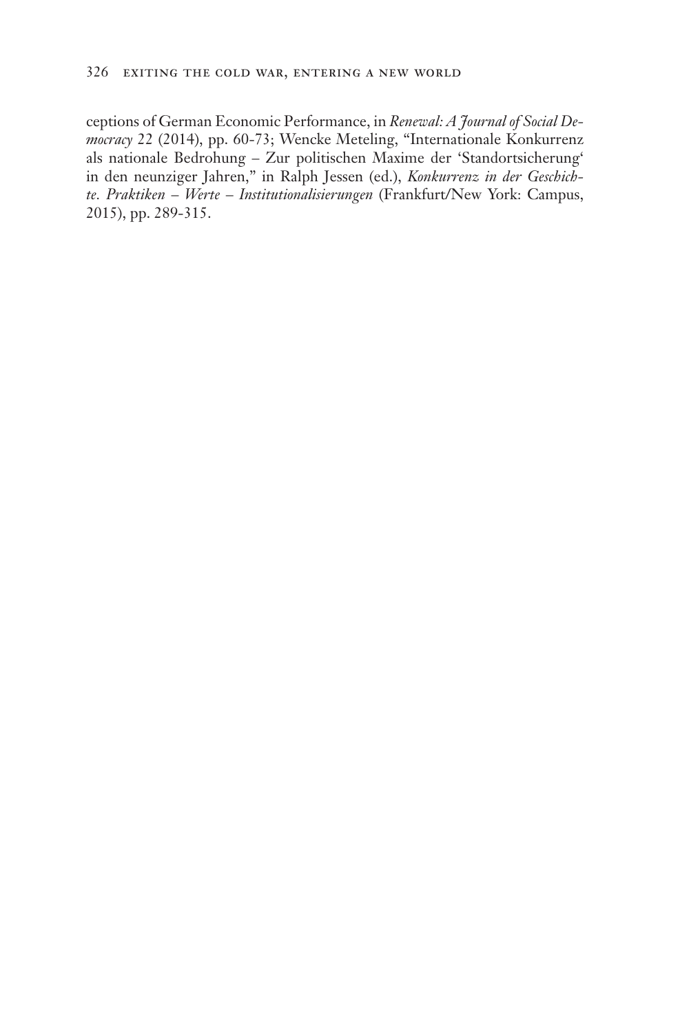ceptions of German Economic Performance, in *Renewal: A Journal of Social Democracy* 22 (2014), pp. 60-73; Wencke Meteling, “Internationale Konkurrenz als nationale Bedrohung – Zur politischen Maxime der ‘Standortsicherung‘ in den neunziger Jahren,” in Ralph Jessen (ed.), *Konkurrenz in der Geschichte. Praktiken – Werte – Institutionalisierungen* (Frankfurt/New York: Campus, 2015), pp. 289-315.